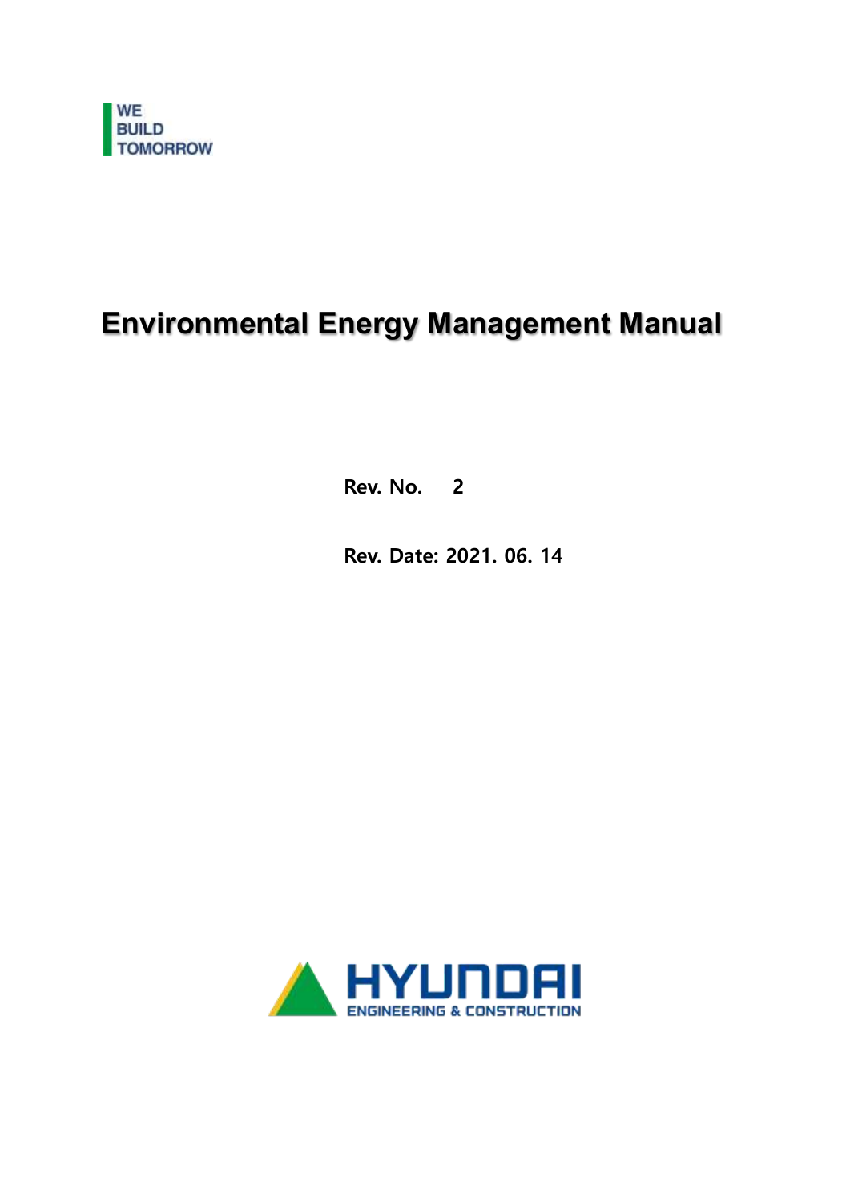WE
BUILD
TOMORROW

# Environmental Energy Management Manual

**Rev. No.   2**

**Rev. Date: 2021. 06. 14**

HYUNDAI
ENGINEERING & CONSTRUCTION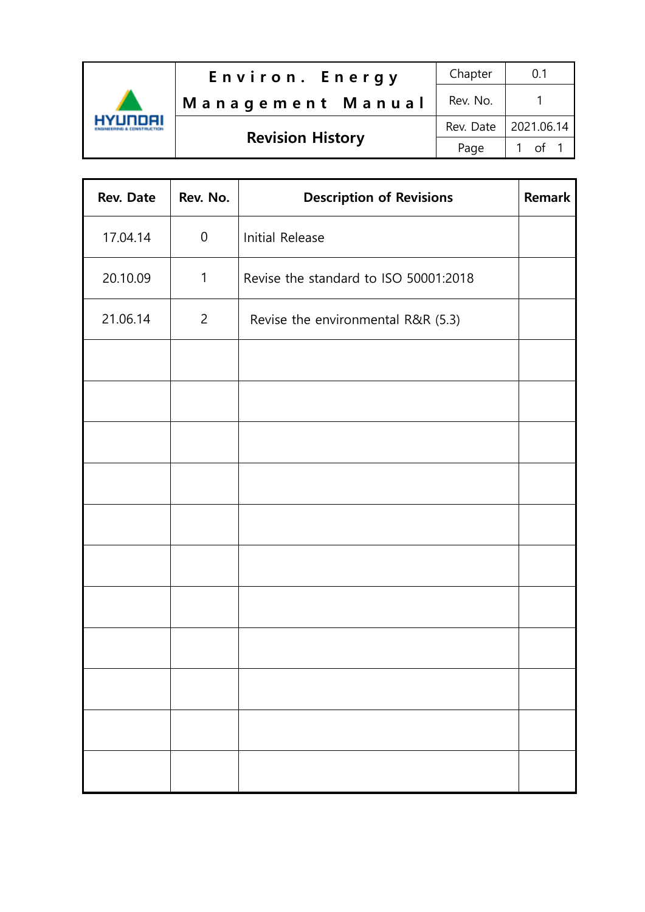# Environ. Energy Management Manual

## Revision History

| Chapter | 0.1 |
|---|---|
| Rev. No. | 1 |
| Rev. Date | 2021.06.14 |

| Rev. Date | Rev. No. | Description of Revisions | Remark |
|---|---|---|---|
| 17.04.14 | 0 | Initial Release | |
| 20.10.09 | 1 | Revise the standard to ISO 50001:2018 | |
| 21.06.14 | 2 | Revise the environmental R&R (5.3) | |
| | | | |
| | | | |
| | | | |
| | | | |
| | | | |
| | | | |
| | | | |
| | | | |
| | | | |
| | | | |
| | | | |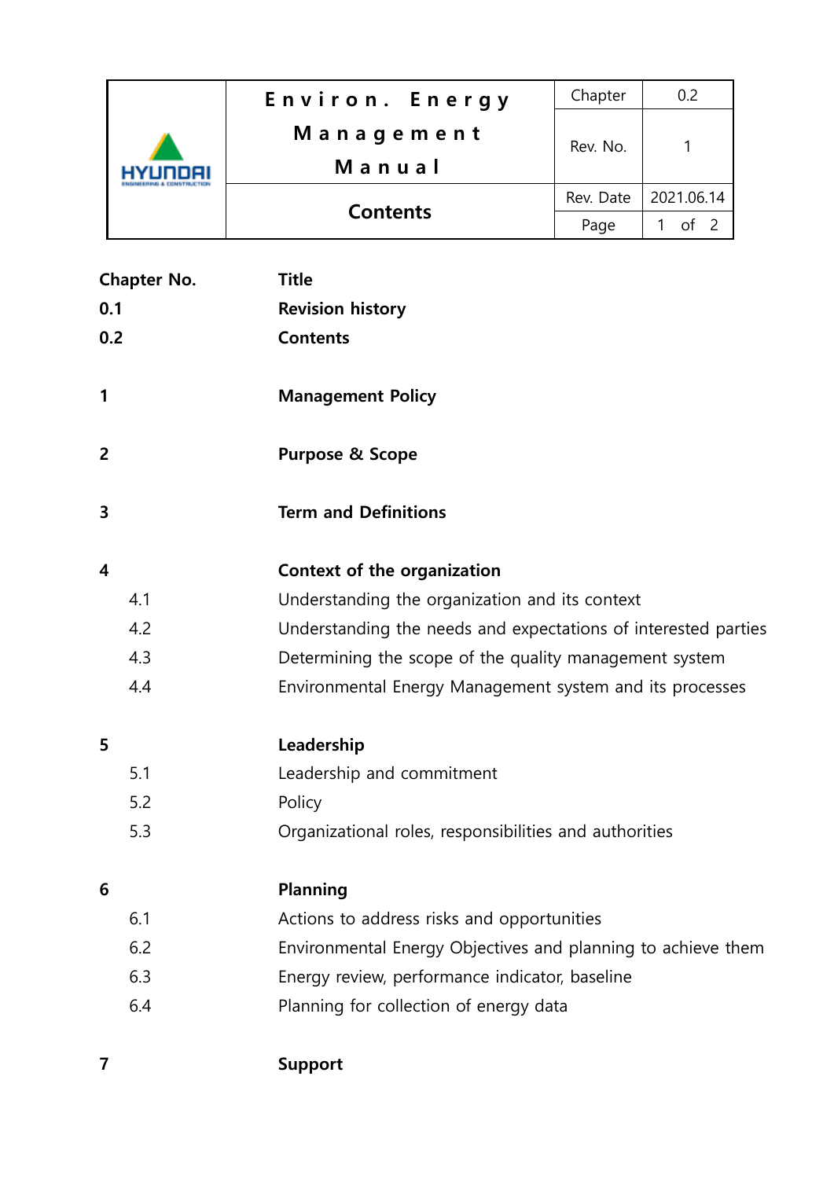| Chapter No. | Title |
|---|---|
| **0.1** | **Revision history** |
| **0.2** | **Contents** |
| | |
| **1** | **Management Policy** |
| | |
| **2** | **Purpose & Scope** |
| | |
| **3** | **Term and Definitions** |
| | |
| **4** | **Context of the organization** |
| 4.1 | Understanding the organization and its context |
| 4.2 | Understanding the needs and expectations of interested parties |
| 4.3 | Determining the scope of the quality management system |
| 4.4 | Environmental Energy Management system and its processes |
| | |
| **5** | **Leadership** |
| 5.1 | Leadership and commitment |
| 5.2 | Policy |
| 5.3 | Organizational roles, responsibilities and authorities |
| | |
| **6** | **Planning** |
| 6.1 | Actions to address risks and opportunities |
| 6.2 | Environmental Energy Objectives and planning to achieve them |
| 6.3 | Energy review, performance indicator, baseline |
| 6.4 | Planning for collection of energy data |
| | |
| **7** | **Support** |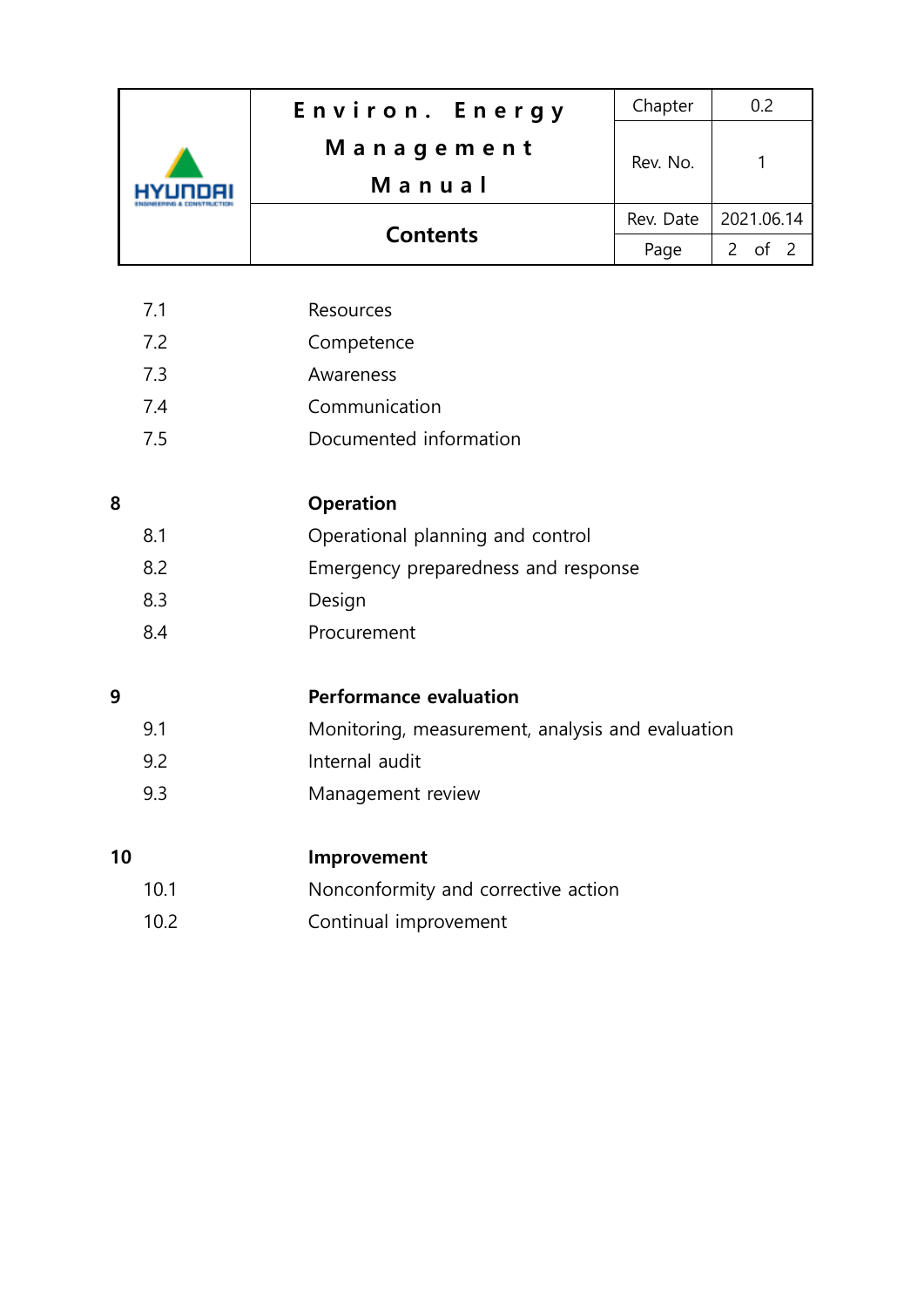| | |
|---|---|
| 7.1 | Resources |
| 7.2 | Competence |
| 7.3 | Awareness |
| 7.4 | Communication |
| 7.5 | Documented information |
| **8** | **Operation** |
| 8.1 | Operational planning and control |
| 8.2 | Emergency preparedness and response |
| 8.3 | Design |
| 8.4 | Procurement |
| **9** | **Performance evaluation** |
| 9.1 | Monitoring, measurement, analysis and evaluation |
| 9.2 | Internal audit |
| 9.3 | Management review |
| **10** | **Improvement** |
| 10.1 | Nonconformity and corrective action |
| 10.2 | Continual improvement |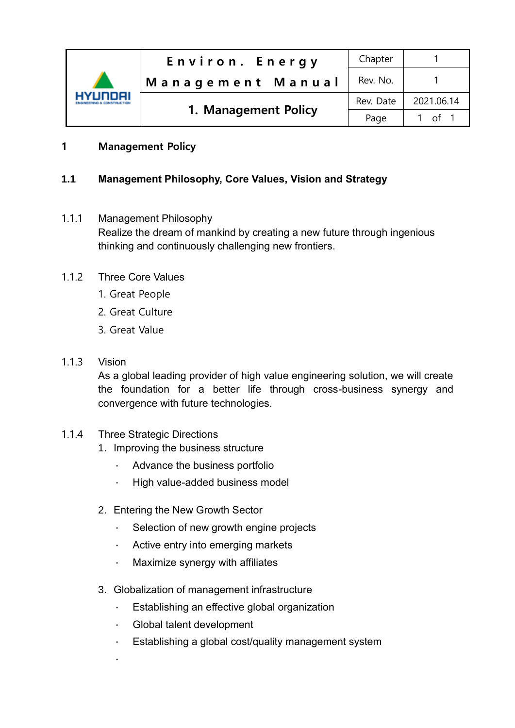# 1 Management Policy

## 1.1 Management Philosophy, Core Values, Vision and Strategy

### 1.1.1 Management Philosophy

Realize the dream of mankind by creating a new future through ingenious thinking and continuously challenging new frontiers.

### 1.1.2 Three Core Values

1. Great People
2. Great Culture
3. Great Value

### 1.1.3 Vision

As a global leading provider of high value engineering solution, we will create the foundation for a better life through cross-business synergy and convergence with future technologies.

### 1.1.4 Three Strategic Directions

1. Improving the business structure
   - Advance the business portfolio
   - High value-added business model
2. Entering the New Growth Sector
   - Selection of new growth engine projects
   - Active entry into emerging markets
   - Maximize synergy with affiliates
3. Globalization of management infrastructure
   - Establishing an effective global organization
   - Global talent development
   - Establishing a global cost/quality management system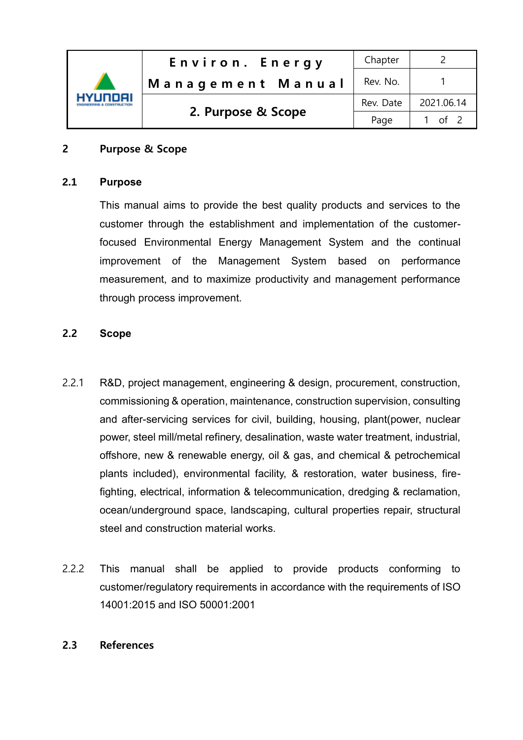## 2 Purpose & Scope

### 2.1 Purpose

This manual aims to provide the best quality products and services to the customer through the establishment and implementation of the customer-focused Environmental Energy Management System and the continual improvement of the Management System based on performance measurement, and to maximize productivity and management performance through process improvement.

### 2.2 Scope

2.2.1 R&D, project management, engineering & design, procurement, construction, commissioning & operation, maintenance, construction supervision, consulting and after-servicing services for civil, building, housing, plant(power, nuclear power, steel mill/metal refinery, desalination, waste water treatment, industrial, offshore, new & renewable energy, oil & gas, and chemical & petrochemical plants included), environmental facility, & restoration, water business, fire-fighting, electrical, information & telecommunication, dredging & reclamation, ocean/underground space, landscaping, cultural properties repair, structural steel and construction material works.

2.2.2 This manual shall be applied to provide products conforming to customer/regulatory requirements in accordance with the requirements of ISO 14001:2015 and ISO 50001:2001

### 2.3 References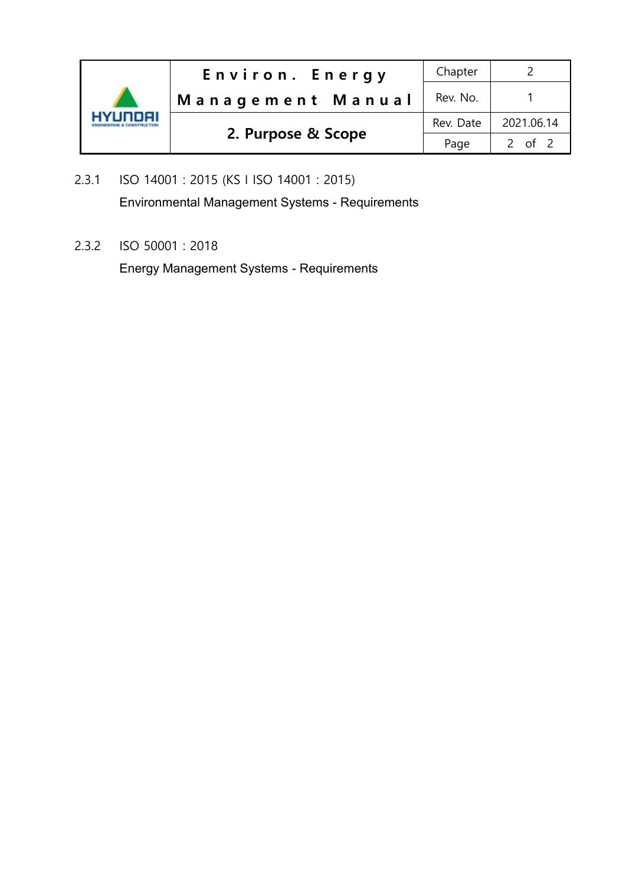2.3.1 ISO 14001 : 2015 (KS I ISO 14001 : 2015)

Environmental Management Systems - Requirements

2.3.2 ISO 50001 : 2018

Energy Management Systems - Requirements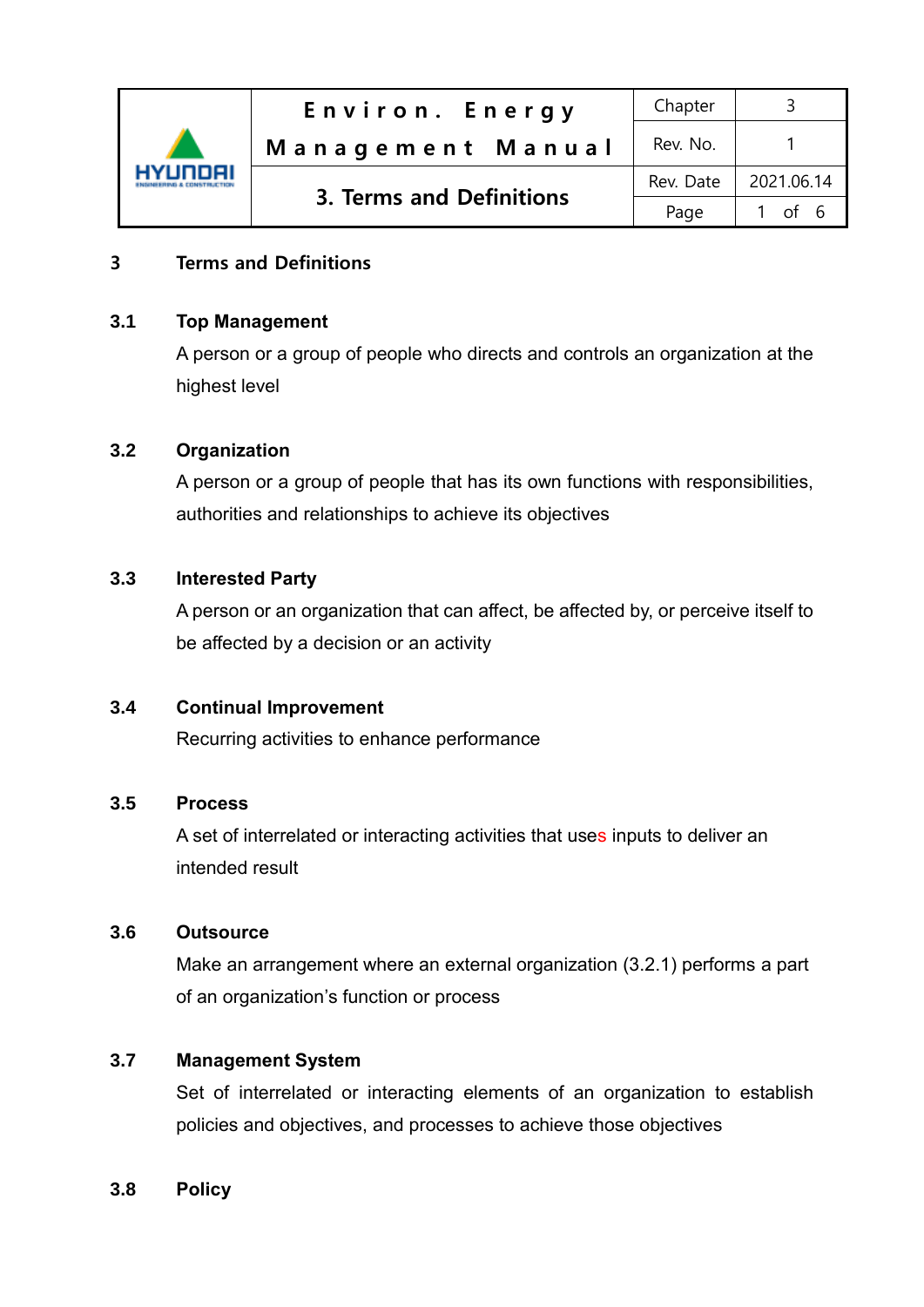## 3 Terms and Definitions

### 3.1 Top Management

A person or a group of people who directs and controls an organization at the highest level

### 3.2 Organization

A person or a group of people that has its own functions with responsibilities, authorities and relationships to achieve its objectives

### 3.3 Interested Party

A person or an organization that can affect, be affected by, or perceive itself to be affected by a decision or an activity

### 3.4 Continual Improvement

Recurring activities to enhance performance

### 3.5 Process

A set of interrelated or interacting activities that uses inputs to deliver an intended result

### 3.6 Outsource

Make an arrangement where an external organization (3.2.1) performs a part of an organization's function or process

### 3.7 Management System

Set of interrelated or interacting elements of an organization to establish policies and objectives, and processes to achieve those objectives

### 3.8 Policy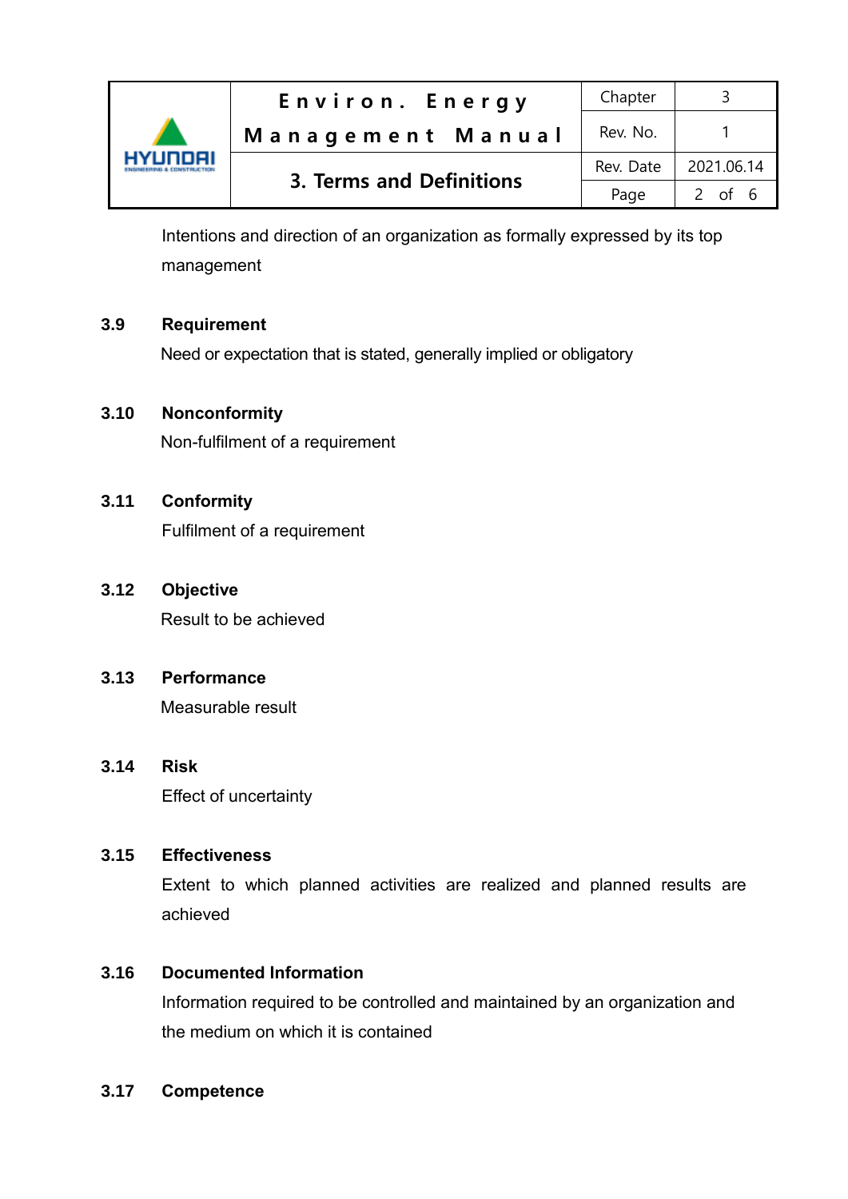Intentions and direction of an organization as formally expressed by its top management

### 3.9 Requirement

Need or expectation that is stated, generally implied or obligatory

### 3.10 Nonconformity

Non-fulfilment of a requirement

### 3.11 Conformity

Fulfilment of a requirement

### 3.12 Objective

Result to be achieved

### 3.13 Performance

Measurable result

### 3.14 Risk

Effect of uncertainty

### 3.15 Effectiveness

Extent to which planned activities are realized and planned results are achieved

### 3.16 Documented Information

Information required to be controlled and maintained by an organization and the medium on which it is contained

### 3.17 Competence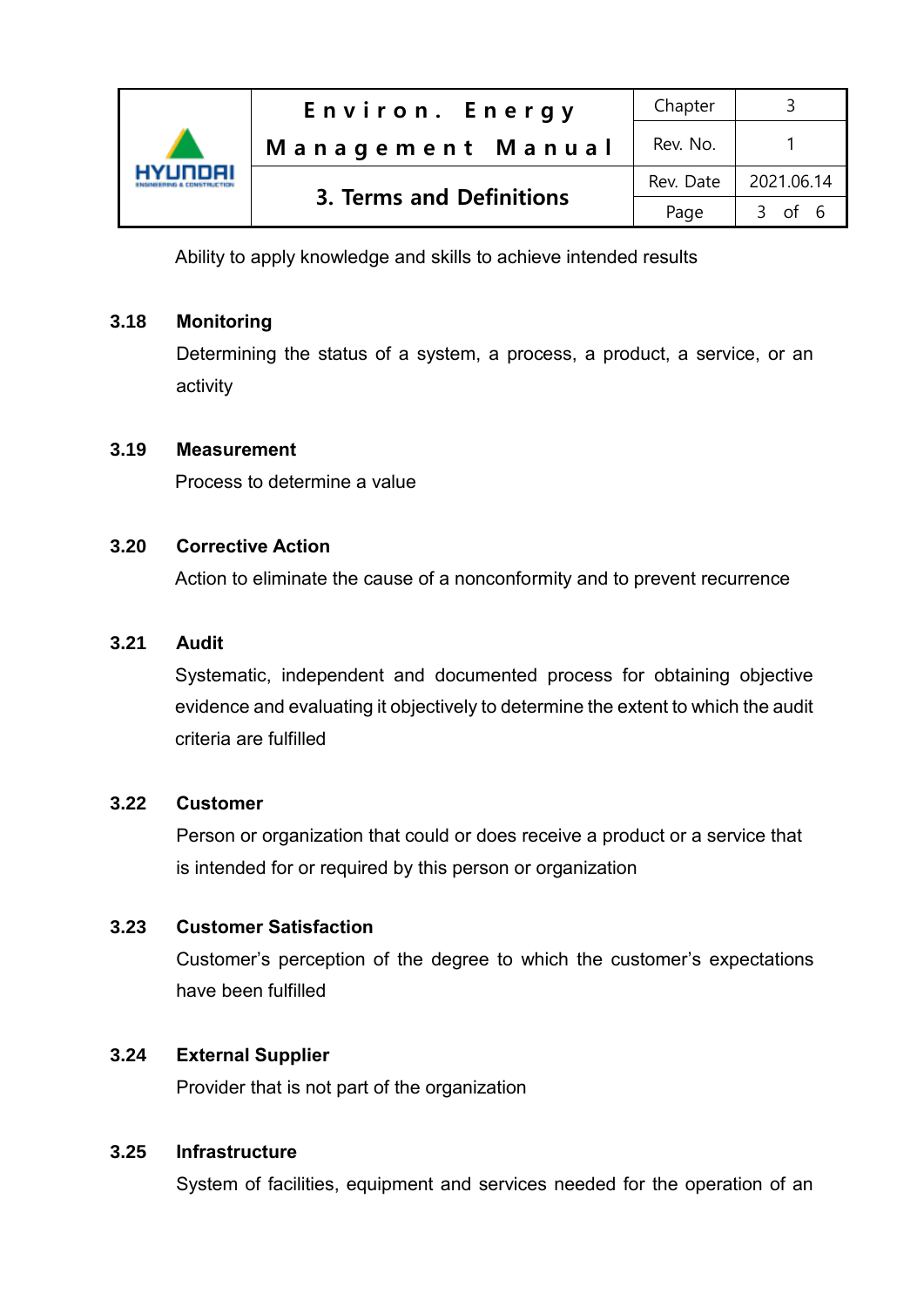Ability to apply knowledge and skills to achieve intended results

### 3.18 Monitoring

Determining the status of a system, a process, a product, a service, or an activity

### 3.19 Measurement

Process to determine a value

### 3.20 Corrective Action

Action to eliminate the cause of a nonconformity and to prevent recurrence

### 3.21 Audit

Systematic, independent and documented process for obtaining objective evidence and evaluating it objectively to determine the extent to which the audit criteria are fulfilled

### 3.22 Customer

Person or organization that could or does receive a product or a service that is intended for or required by this person or organization

### 3.23 Customer Satisfaction

Customer's perception of the degree to which the customer's expectations have been fulfilled

### 3.24 External Supplier

Provider that is not part of the organization

### 3.25 Infrastructure

System of facilities, equipment and services needed for the operation of an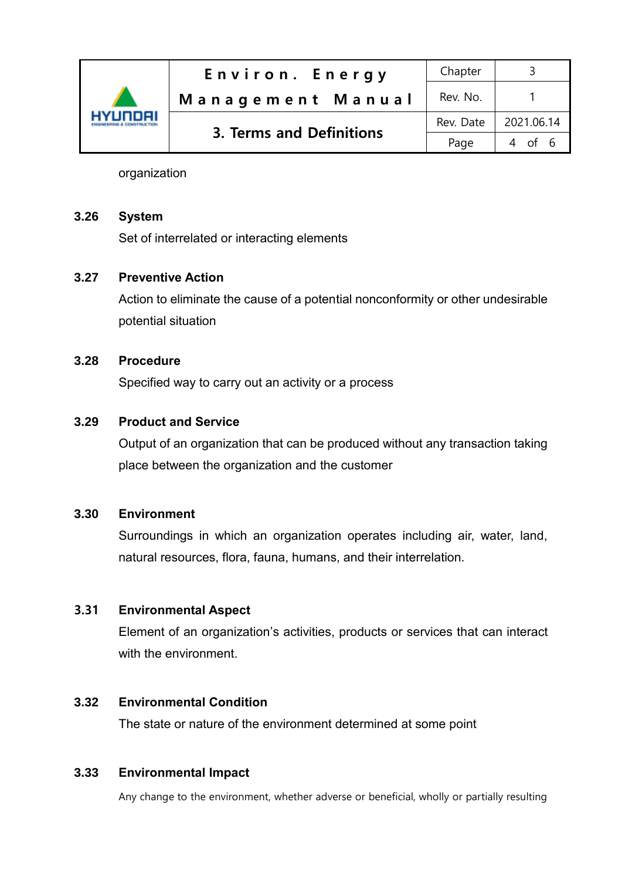organization

**3.26 System**

Set of interrelated or interacting elements

**3.27 Preventive Action**

Action to eliminate the cause of a potential nonconformity or other undesirable potential situation

**3.28 Procedure**

Specified way to carry out an activity or a process

**3.29 Product and Service**

Output of an organization that can be produced without any transaction taking place between the organization and the customer

**3.30 Environment**

Surroundings in which an organization operates including air, water, land, natural resources, flora, fauna, humans, and their interrelation.

**3.31 Environmental Aspect**

Element of an organization's activities, products or services that can interact with the environment.

**3.32 Environmental Condition**

The state or nature of the environment determined at some point

**3.33 Environmental Impact**

Any change to the environment, whether adverse or beneficial, wholly or partially resulting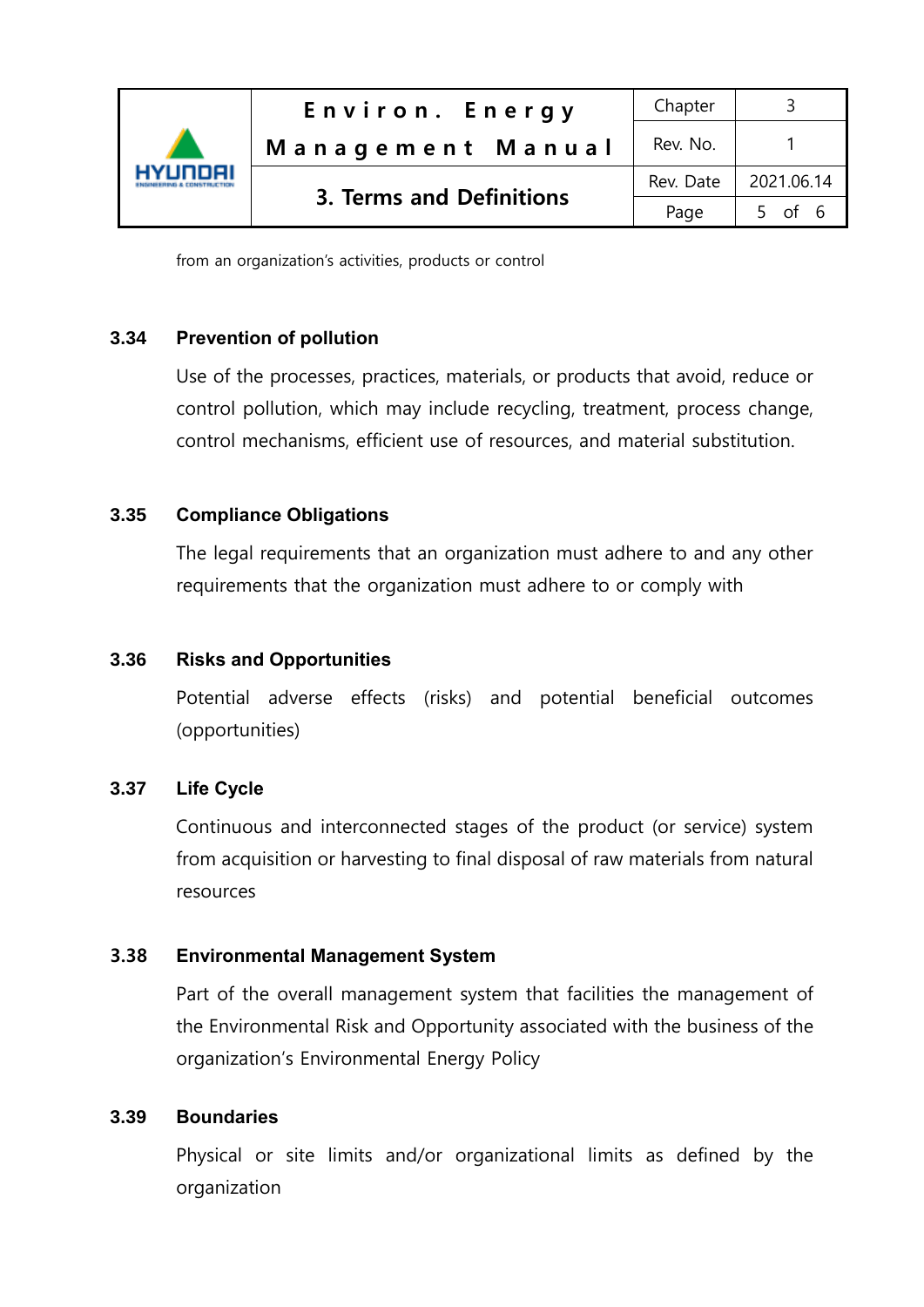from an organization's activities, products or control

### 3.34 Prevention of pollution

Use of the processes, practices, materials, or products that avoid, reduce or control pollution, which may include recycling, treatment, process change, control mechanisms, efficient use of resources, and material substitution.

### 3.35 Compliance Obligations

The legal requirements that an organization must adhere to and any other requirements that the organization must adhere to or comply with

### 3.36 Risks and Opportunities

Potential adverse effects (risks) and potential beneficial outcomes (opportunities)

### 3.37 Life Cycle

Continuous and interconnected stages of the product (or service) system from acquisition or harvesting to final disposal of raw materials from natural resources

### 3.38 Environmental Management System

Part of the overall management system that facilities the management of the Environmental Risk and Opportunity associated with the business of the organization's Environmental Energy Policy

### 3.39 Boundaries

Physical or site limits and/or organizational limits as defined by the organization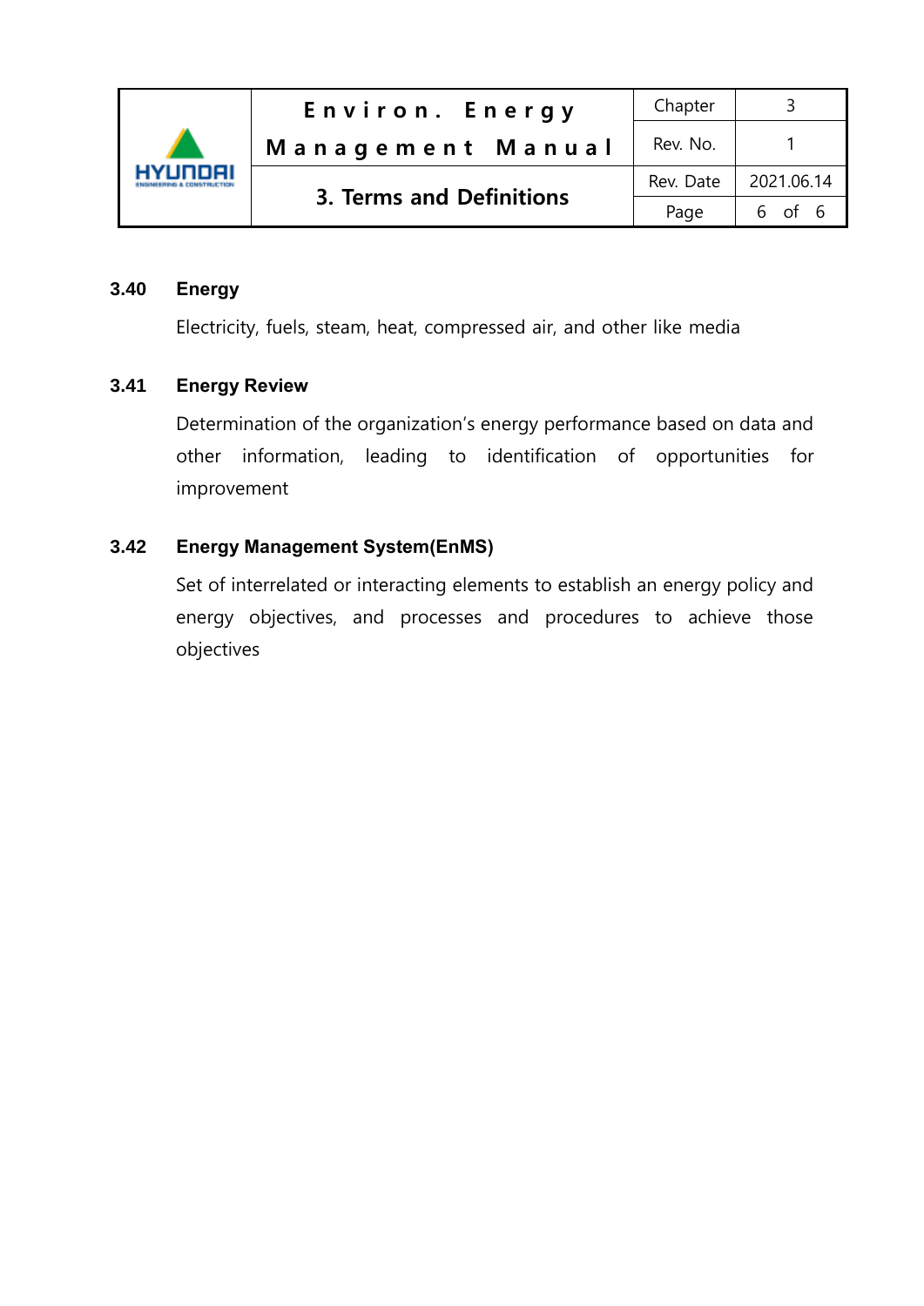### 3.40 Energy

Electricity, fuels, steam, heat, compressed air, and other like media

### 3.41 Energy Review

Determination of the organization's energy performance based on data and other information, leading to identification of opportunities for improvement

### 3.42 Energy Management System(EnMS)

Set of interrelated or interacting elements to establish an energy policy and energy objectives, and processes and procedures to achieve those objectives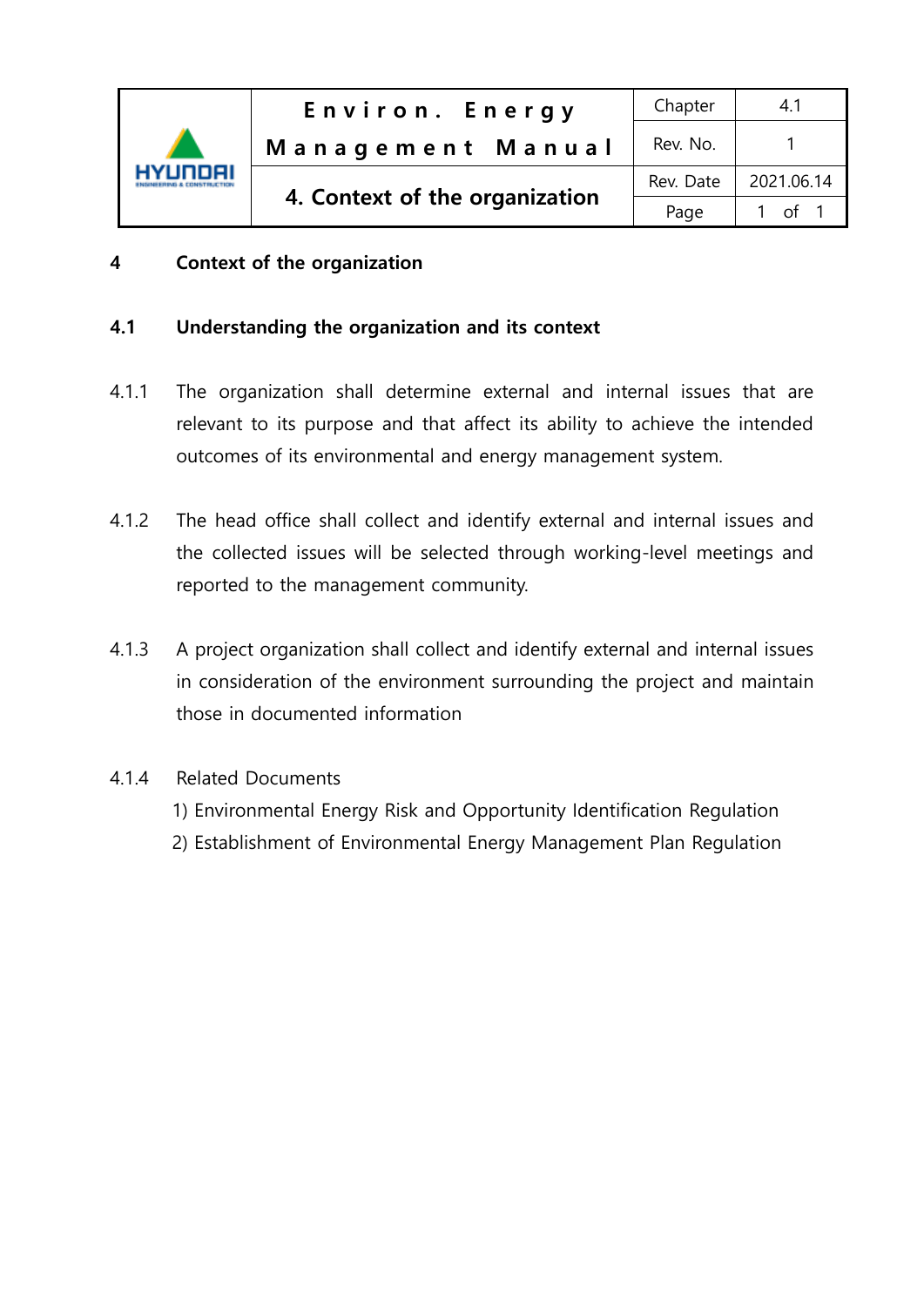# 4 Context of the organization

## 4.1 Understanding the organization and its context

4.1.1 The organization shall determine external and internal issues that are relevant to its purpose and that affect its ability to achieve the intended outcomes of its environmental and energy management system.

4.1.2 The head office shall collect and identify external and internal issues and the collected issues will be selected through working-level meetings and reported to the management community.

4.1.3 A project organization shall collect and identify external and internal issues in consideration of the environment surrounding the project and maintain those in documented information

4.1.4 Related Documents

1) Environmental Energy Risk and Opportunity Identification Regulation
2) Establishment of Environmental Energy Management Plan Regulation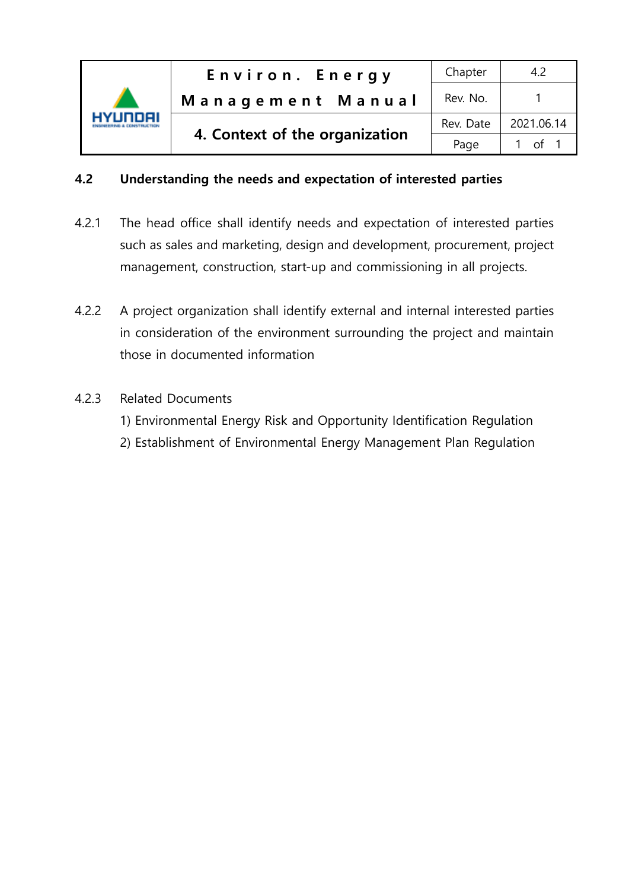## 4.2 Understanding the needs and expectation of interested parties

4.2.1 The head office shall identify needs and expectation of interested parties such as sales and marketing, design and development, procurement, project management, construction, start-up and commissioning in all projects.

4.2.2 A project organization shall identify external and internal interested parties in consideration of the environment surrounding the project and maintain those in documented information

4.2.3 Related Documents

1) Environmental Energy Risk and Opportunity Identification Regulation
2) Establishment of Environmental Energy Management Plan Regulation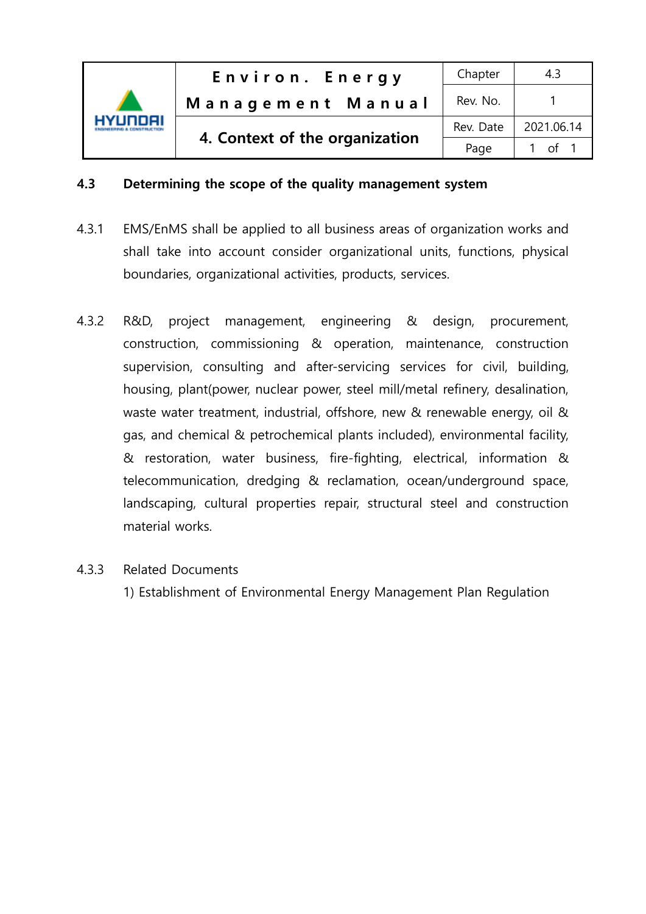### 4.3 Determining the scope of the quality management system

4.3.1 EMS/EnMS shall be applied to all business areas of organization works and shall take into account consider organizational units, functions, physical boundaries, organizational activities, products, services.

4.3.2 R&D, project management, engineering & design, procurement, construction, commissioning & operation, maintenance, construction supervision, consulting and after-servicing services for civil, building, housing, plant(power, nuclear power, steel mill/metal refinery, desalination, waste water treatment, industrial, offshore, new & renewable energy, oil & gas, and chemical & petrochemical plants included), environmental facility, & restoration, water business, fire-fighting, electrical, information & telecommunication, dredging & reclamation, ocean/underground space, landscaping, cultural properties repair, structural steel and construction material works.

4.3.3 Related Documents

1) Establishment of Environmental Energy Management Plan Regulation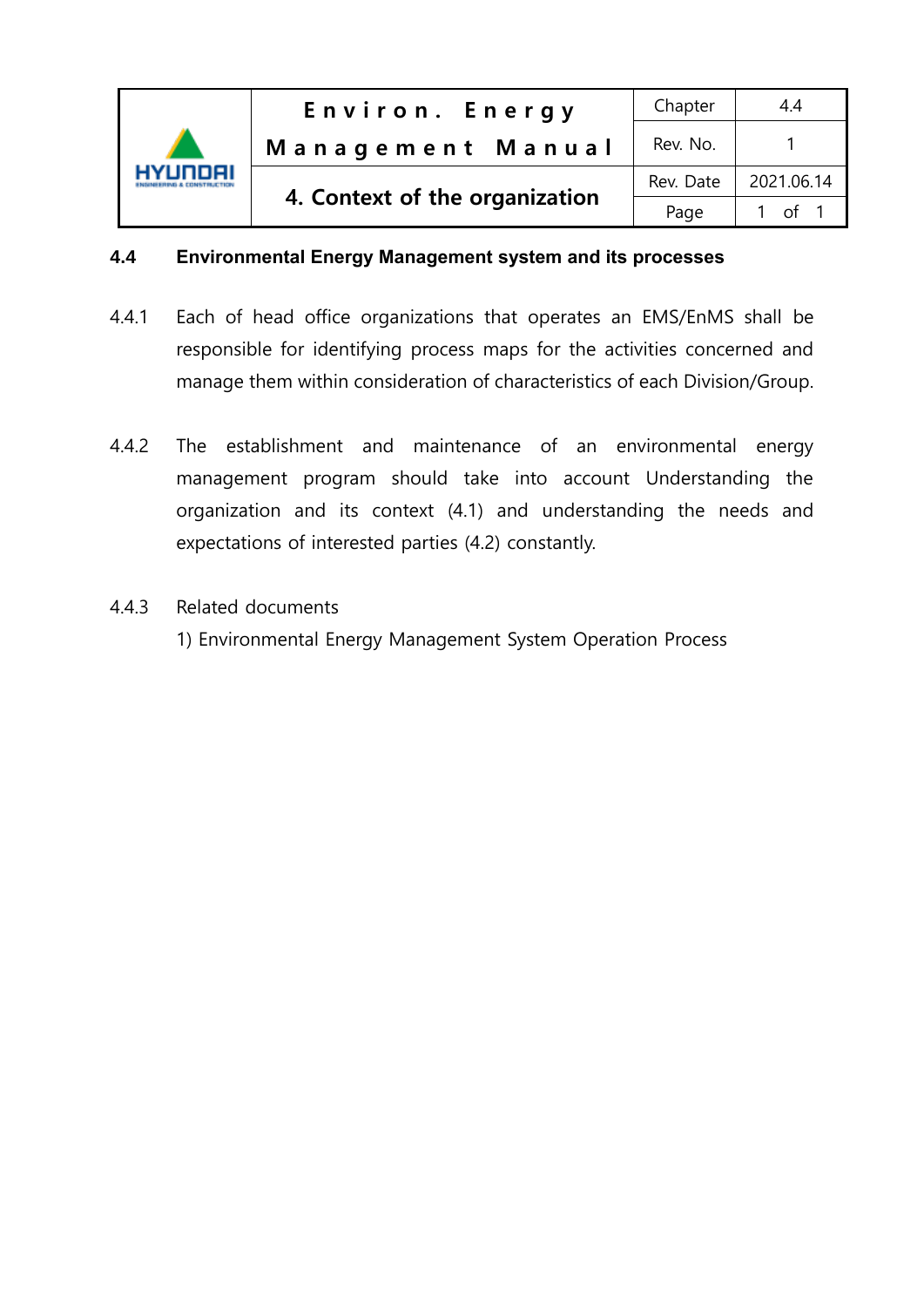## 4.4 Environmental Energy Management system and its processes

4.4.1 Each of head office organizations that operates an EMS/EnMS shall be responsible for identifying process maps for the activities concerned and manage them within consideration of characteristics of each Division/Group.

4.4.2 The establishment and maintenance of an environmental energy management program should take into account Understanding the organization and its context (4.1) and understanding the needs and expectations of interested parties (4.2) constantly.

4.4.3 Related documents

1) Environmental Energy Management System Operation Process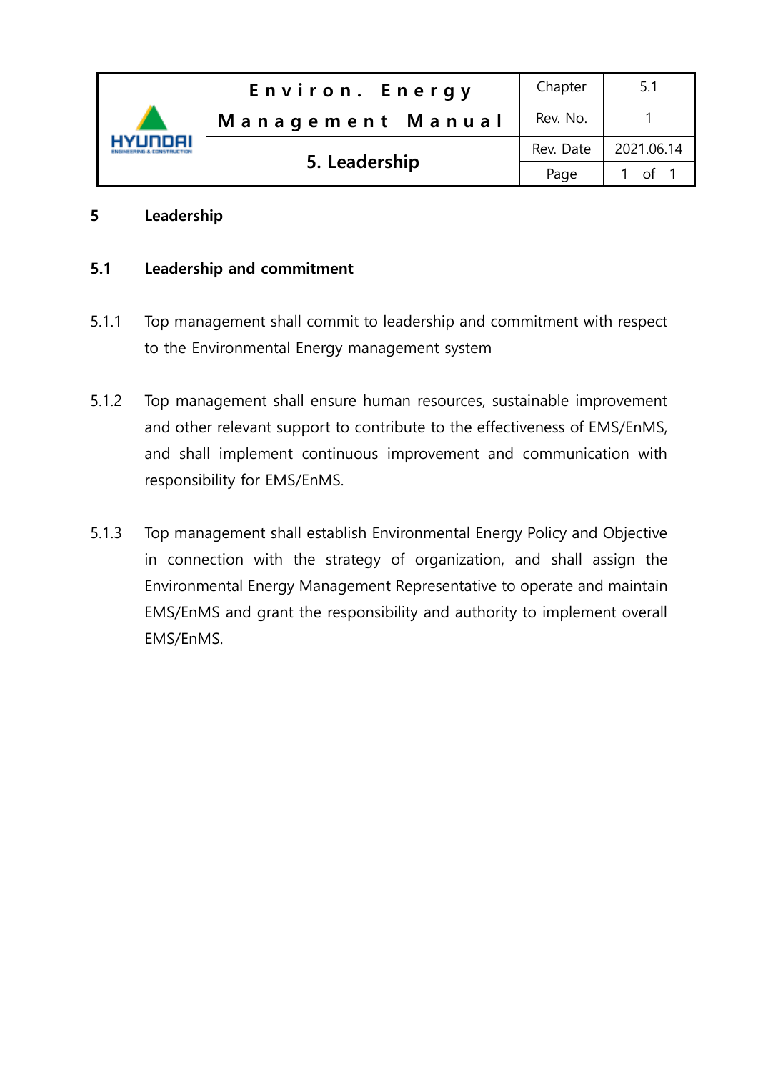# 5 Leadership

## 5.1 Leadership and commitment

5.1.1 Top management shall commit to leadership and commitment with respect to the Environmental Energy management system

5.1.2 Top management shall ensure human resources, sustainable improvement and other relevant support to contribute to the effectiveness of EMS/EnMS, and shall implement continuous improvement and communication with responsibility for EMS/EnMS.

5.1.3 Top management shall establish Environmental Energy Policy and Objective in connection with the strategy of organization, and shall assign the Environmental Energy Management Representative to operate and maintain EMS/EnMS and grant the responsibility and authority to implement overall EMS/EnMS.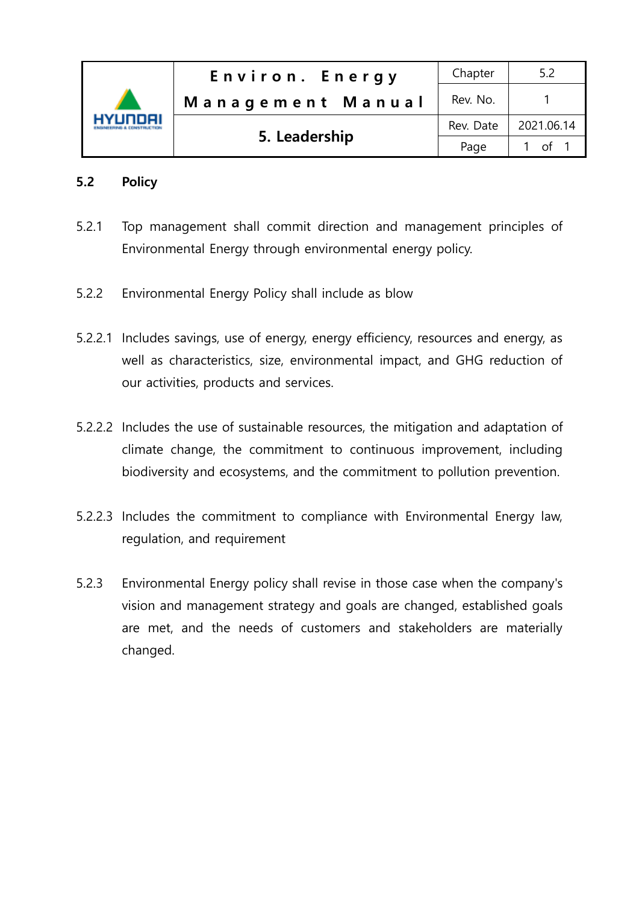## 5.2 Policy

5.2.1 Top management shall commit direction and management principles of Environmental Energy through environmental energy policy.

5.2.2 Environmental Energy Policy shall include as blow

5.2.2.1 Includes savings, use of energy, energy efficiency, resources and energy, as well as characteristics, size, environmental impact, and GHG reduction of our activities, products and services.

5.2.2.2 Includes the use of sustainable resources, the mitigation and adaptation of climate change, the commitment to continuous improvement, including biodiversity and ecosystems, and the commitment to pollution prevention.

5.2.2.3 Includes the commitment to compliance with Environmental Energy law, regulation, and requirement

5.2.3 Environmental Energy policy shall revise in those case when the company's vision and management strategy and goals are changed, established goals are met, and the needs of customers and stakeholders are materially changed.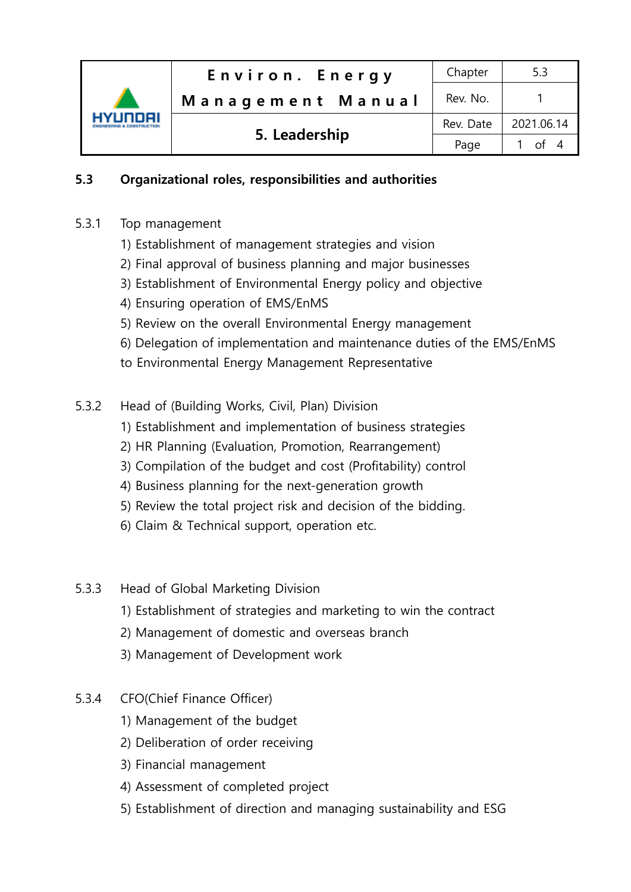## 5.3 Organizational roles, responsibilities and authorities

### 5.3.1 Top management

1) Establishment of management strategies and vision
2) Final approval of business planning and major businesses
3) Establishment of Environmental Energy policy and objective
4) Ensuring operation of EMS/EnMS
5) Review on the overall Environmental Energy management
6) Delegation of implementation and maintenance duties of the EMS/EnMS to Environmental Energy Management Representative

### 5.3.2 Head of (Building Works, Civil, Plan) Division

1) Establishment and implementation of business strategies
2) HR Planning (Evaluation, Promotion, Rearrangement)
3) Compilation of the budget and cost (Profitability) control
4) Business planning for the next-generation growth
5) Review the total project risk and decision of the bidding.
6) Claim & Technical support, operation etc.

### 5.3.3 Head of Global Marketing Division

1) Establishment of strategies and marketing to win the contract
2) Management of domestic and overseas branch
3) Management of Development work

### 5.3.4 CFO(Chief Finance Officer)

1) Management of the budget
2) Deliberation of order receiving
3) Financial management
4) Assessment of completed project
5) Establishment of direction and managing sustainability and ESG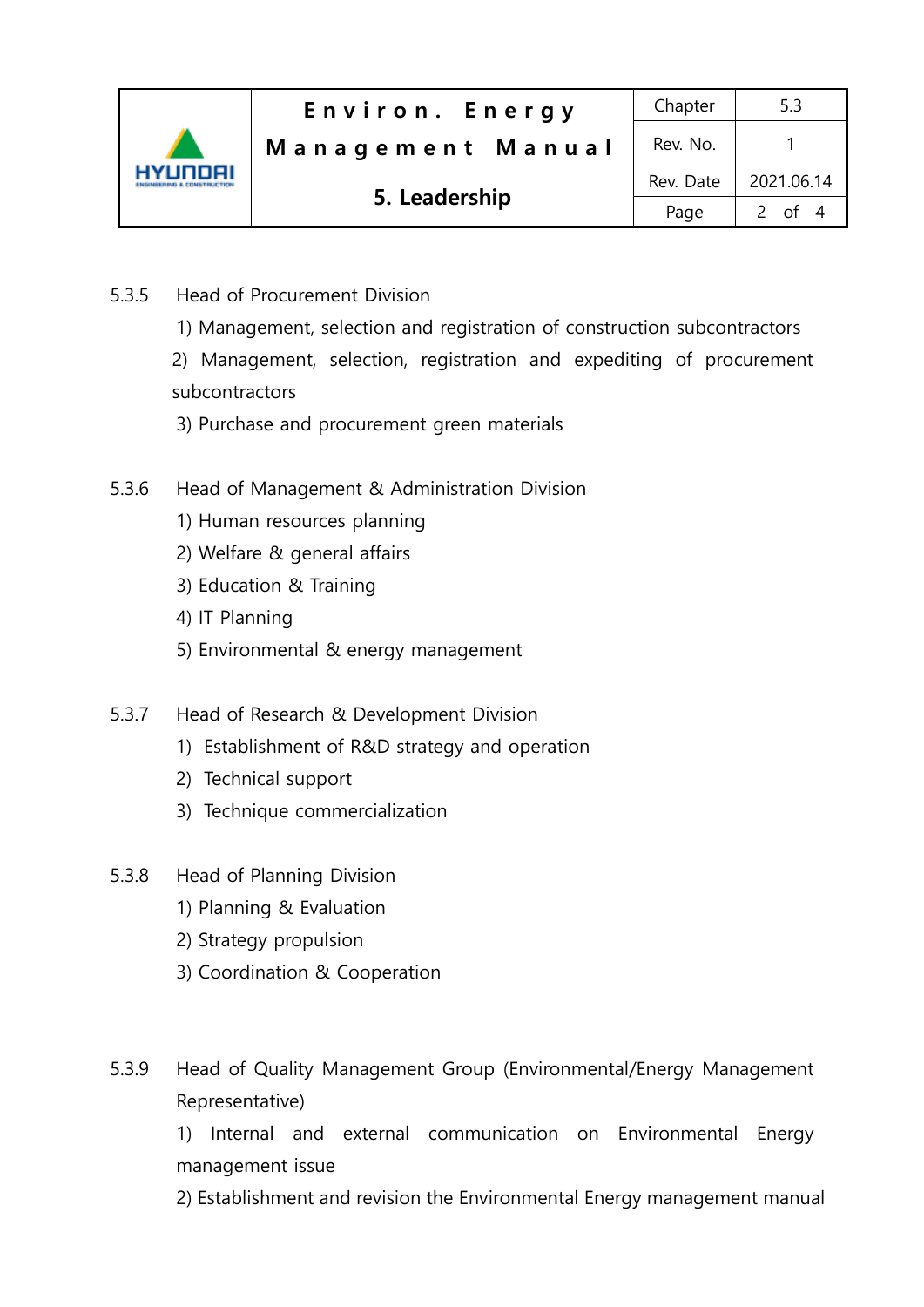5.3.5 Head of Procurement Division

1) Management, selection and registration of construction subcontractors

2) Management, selection, registration and expediting of procurement subcontractors

3) Purchase and procurement green materials

5.3.6 Head of Management & Administration Division

1) Human resources planning

2) Welfare & general affairs

3) Education & Training

4) IT Planning

5) Environmental & energy management

5.3.7 Head of Research & Development Division

1) Establishment of R&D strategy and operation

2) Technical support

3) Technique commercialization

5.3.8 Head of Planning Division

1) Planning & Evaluation

2) Strategy propulsion

3) Coordination & Cooperation

5.3.9 Head of Quality Management Group (Environmental/Energy Management Representative)

1) Internal and external communication on Environmental Energy management issue

2) Establishment and revision the Environmental Energy management manual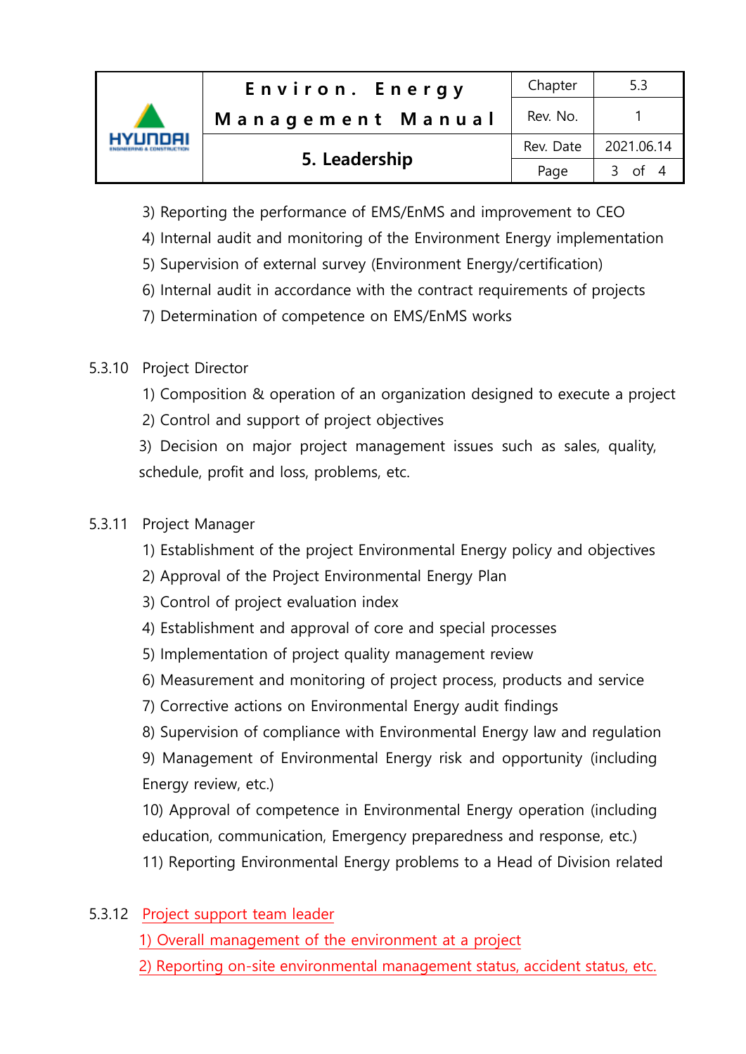3) Reporting the performance of EMS/EnMS and improvement to CEO
4) Internal audit and monitoring of the Environment Energy implementation
5) Supervision of external survey (Environment Energy/certification)
6) Internal audit in accordance with the contract requirements of projects
7) Determination of competence on EMS/EnMS works

5.3.10 Project Director

1) Composition & operation of an organization designed to execute a project
2) Control and support of project objectives
3) Decision on major project management issues such as sales, quality, schedule, profit and loss, problems, etc.

5.3.11 Project Manager

1) Establishment of the project Environmental Energy policy and objectives
2) Approval of the Project Environmental Energy Plan
3) Control of project evaluation index
4) Establishment and approval of core and special processes
5) Implementation of project quality management review
6) Measurement and monitoring of project process, products and service
7) Corrective actions on Environmental Energy audit findings
8) Supervision of compliance with Environmental Energy law and regulation
9) Management of Environmental Energy risk and opportunity (including Energy review, etc.)
10) Approval of competence in Environmental Energy operation (including education, communication, Emergency preparedness and response, etc.)
11) Reporting Environmental Energy problems to a Head of Division related

5.3.12 Project support team leader

1) Overall management of the environment at a project
2) Reporting on-site environmental management status, accident status, etc.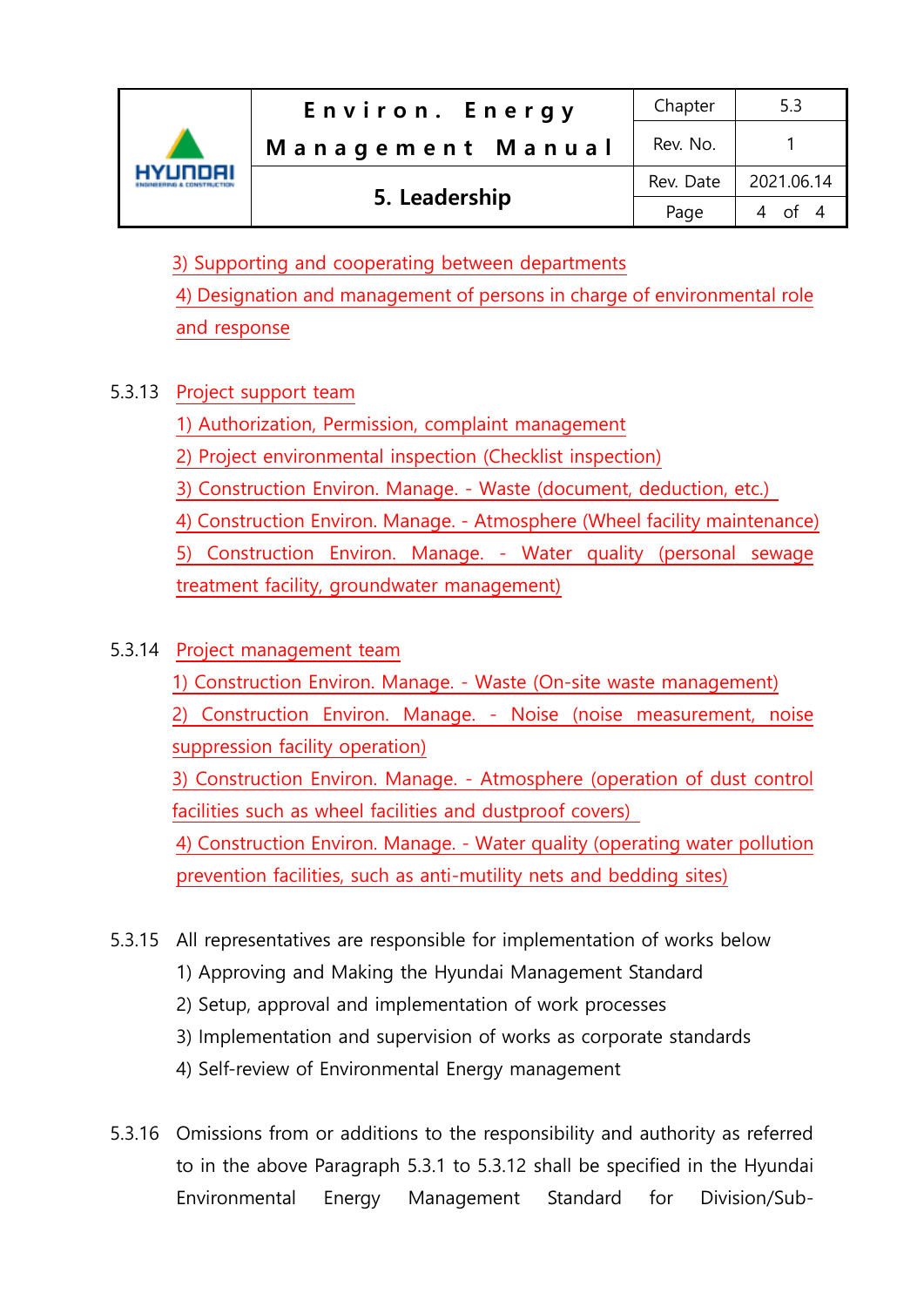3) Supporting and cooperating between departments

4) Designation and management of persons in charge of environmental role and response

5.3.13 Project support team

1) Authorization, Permission, complaint management

2) Project environmental inspection (Checklist inspection)

3) Construction Environ. Manage. - Waste (document, deduction, etc.)

4) Construction Environ. Manage. - Atmosphere (Wheel facility maintenance)

5) Construction Environ. Manage. - Water quality (personal sewage treatment facility, groundwater management)

5.3.14 Project management team

1) Construction Environ. Manage. - Waste (On-site waste management)

2) Construction Environ. Manage. - Noise (noise measurement, noise suppression facility operation)

3) Construction Environ. Manage. - Atmosphere (operation of dust control facilities such as wheel facilities and dustproof covers)

4) Construction Environ. Manage. - Water quality (operating water pollution prevention facilities, such as anti-mutility nets and bedding sites)

5.3.15 All representatives are responsible for implementation of works below

1) Approving and Making the Hyundai Management Standard

2) Setup, approval and implementation of work processes

3) Implementation and supervision of works as corporate standards

4) Self-review of Environmental Energy management

5.3.16 Omissions from or additions to the responsibility and authority as referred to in the above Paragraph 5.3.1 to 5.3.12 shall be specified in the Hyundai Environmental Energy Management Standard for Division/Sub-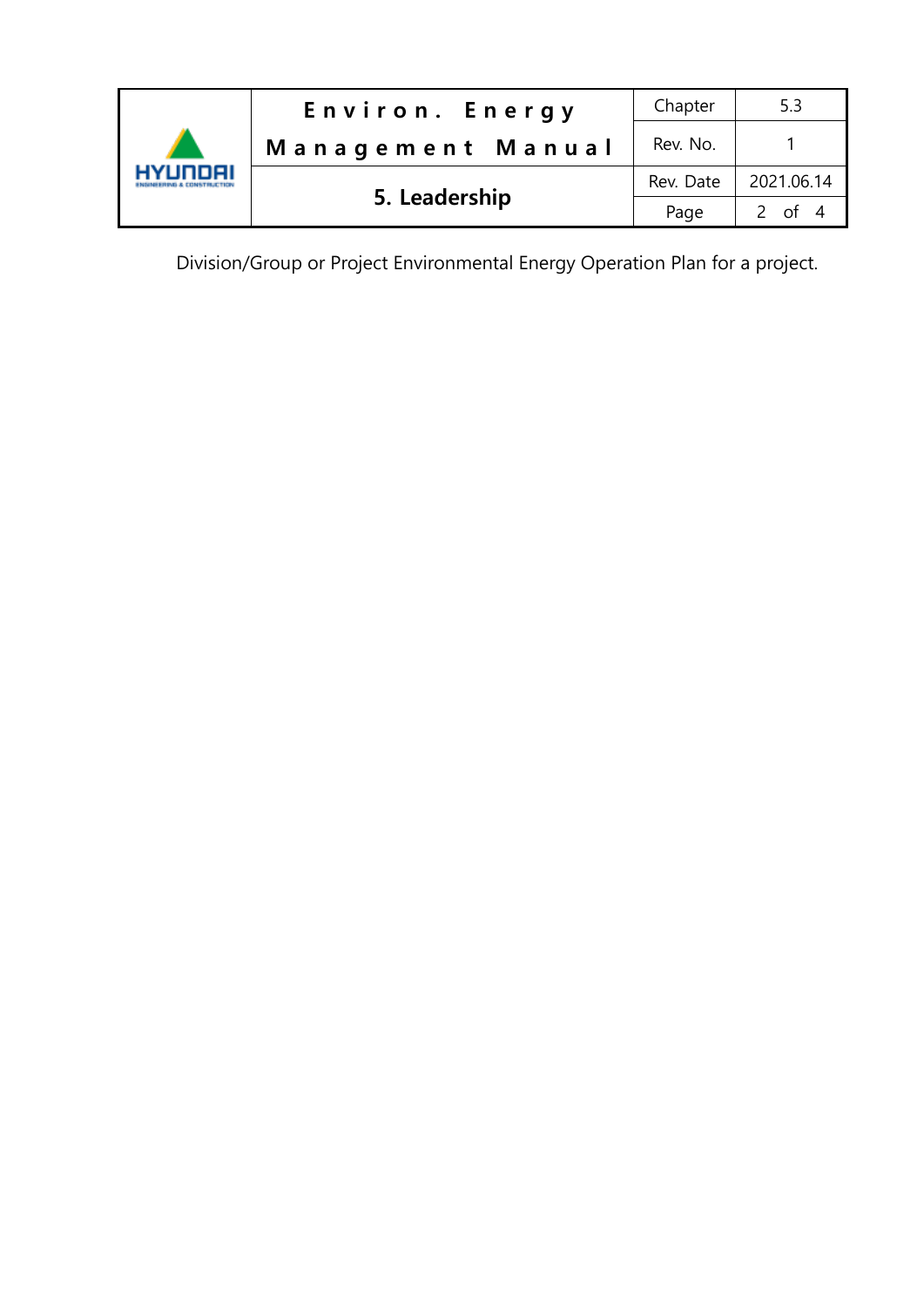Division/Group or Project Environmental Energy Operation Plan for a project.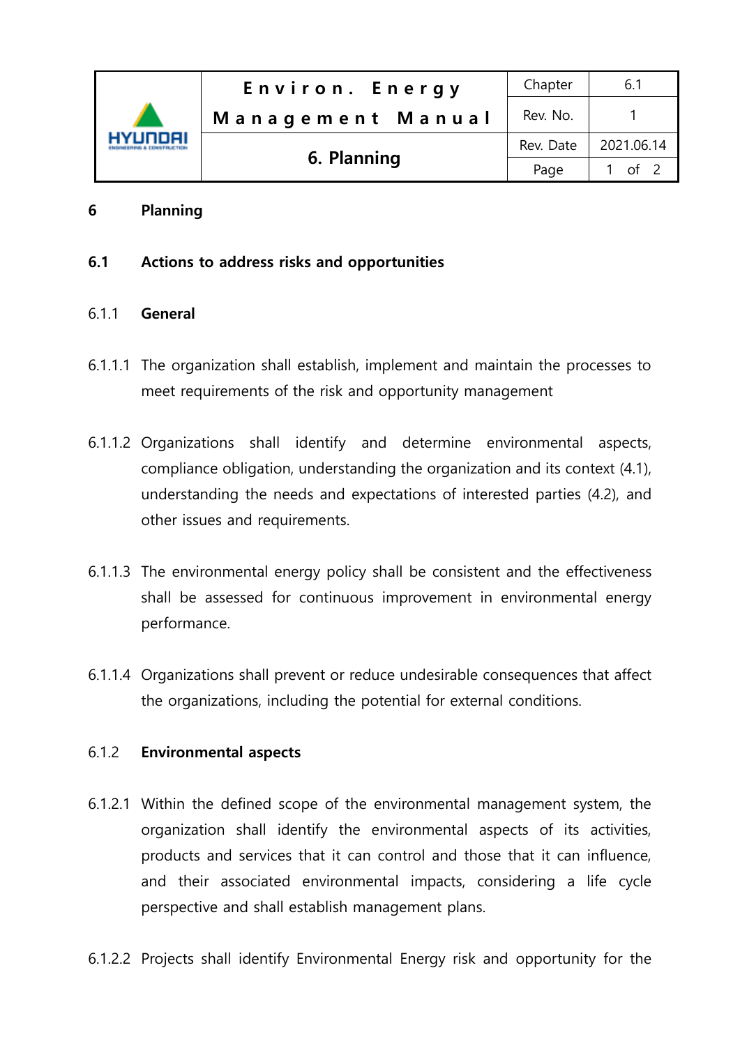# 6 Planning

## 6.1 Actions to address risks and opportunities

### 6.1.1 General

6.1.1.1 The organization shall establish, implement and maintain the processes to meet requirements of the risk and opportunity management

6.1.1.2 Organizations shall identify and determine environmental aspects, compliance obligation, understanding the organization and its context (4.1), understanding the needs and expectations of interested parties (4.2), and other issues and requirements.

6.1.1.3 The environmental energy policy shall be consistent and the effectiveness shall be assessed for continuous improvement in environmental energy performance.

6.1.1.4 Organizations shall prevent or reduce undesirable consequences that affect the organizations, including the potential for external conditions.

### 6.1.2 Environmental aspects

6.1.2.1 Within the defined scope of the environmental management system, the organization shall identify the environmental aspects of its activities, products and services that it can control and those that it can influence, and their associated environmental impacts, considering a life cycle perspective and shall establish management plans.

6.1.2.2 Projects shall identify Environmental Energy risk and opportunity for the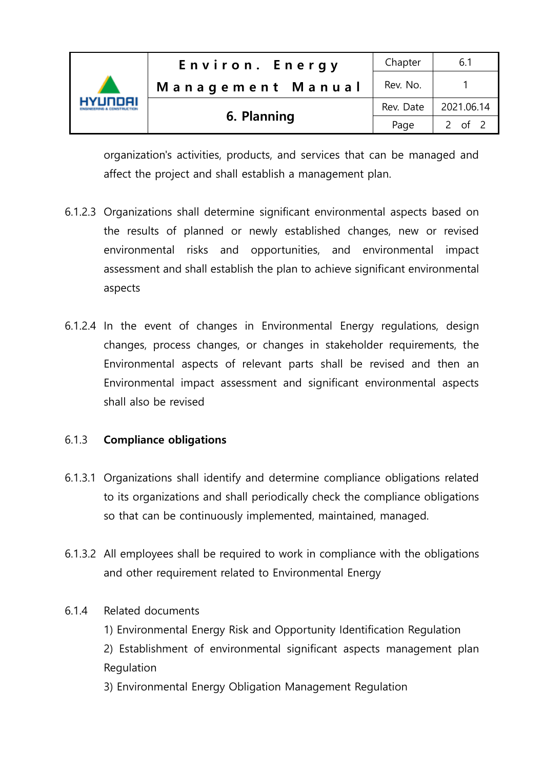organization's activities, products, and services that can be managed and affect the project and shall establish a management plan.

6.1.2.3 Organizations shall determine significant environmental aspects based on the results of planned or newly established changes, new or revised environmental risks and opportunities, and environmental impact assessment and shall establish the plan to achieve significant environmental aspects

6.1.2.4 In the event of changes in Environmental Energy regulations, design changes, process changes, or changes in stakeholder requirements, the Environmental aspects of relevant parts shall be revised and then an Environmental impact assessment and significant environmental aspects shall also be revised

### 6.1.3 **Compliance obligations**

6.1.3.1 Organizations shall identify and determine compliance obligations related to its organizations and shall periodically check the compliance obligations so that can be continuously implemented, maintained, managed.

6.1.3.2 All employees shall be required to work in compliance with the obligations and other requirement related to Environmental Energy

6.1.4 Related documents

1) Environmental Energy Risk and Opportunity Identification Regulation
2) Establishment of environmental significant aspects management plan Regulation
3) Environmental Energy Obligation Management Regulation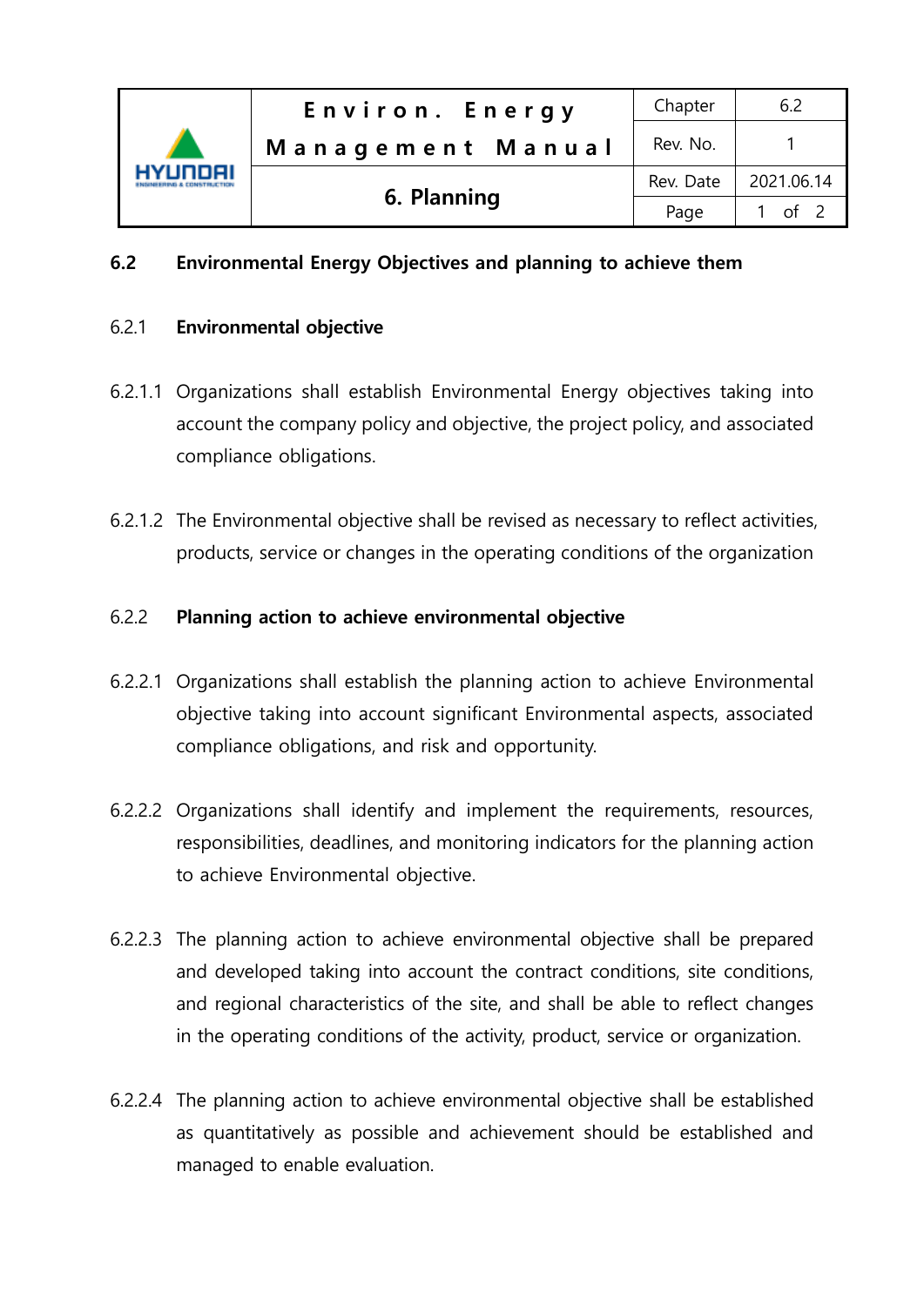## 6.2 Environmental Energy Objectives and planning to achieve them

### 6.2.1 Environmental objective

6.2.1.1 Organizations shall establish Environmental Energy objectives taking into account the company policy and objective, the project policy, and associated compliance obligations.

6.2.1.2 The Environmental objective shall be revised as necessary to reflect activities, products, service or changes in the operating conditions of the organization

### 6.2.2 Planning action to achieve environmental objective

6.2.2.1 Organizations shall establish the planning action to achieve Environmental objective taking into account significant Environmental aspects, associated compliance obligations, and risk and opportunity.

6.2.2.2 Organizations shall identify and implement the requirements, resources, responsibilities, deadlines, and monitoring indicators for the planning action to achieve Environmental objective.

6.2.2.3 The planning action to achieve environmental objective shall be prepared and developed taking into account the contract conditions, site conditions, and regional characteristics of the site, and shall be able to reflect changes in the operating conditions of the activity, product, service or organization.

6.2.2.4 The planning action to achieve environmental objective shall be established as quantitatively as possible and achievement should be established and managed to enable evaluation.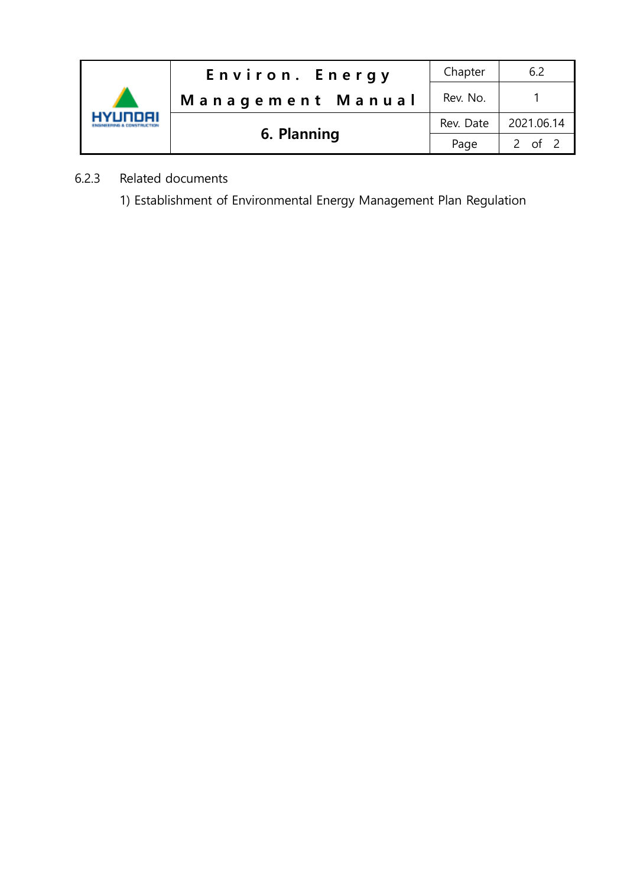### 6.2.3 Related documents

1) Establishment of Environmental Energy Management Plan Regulation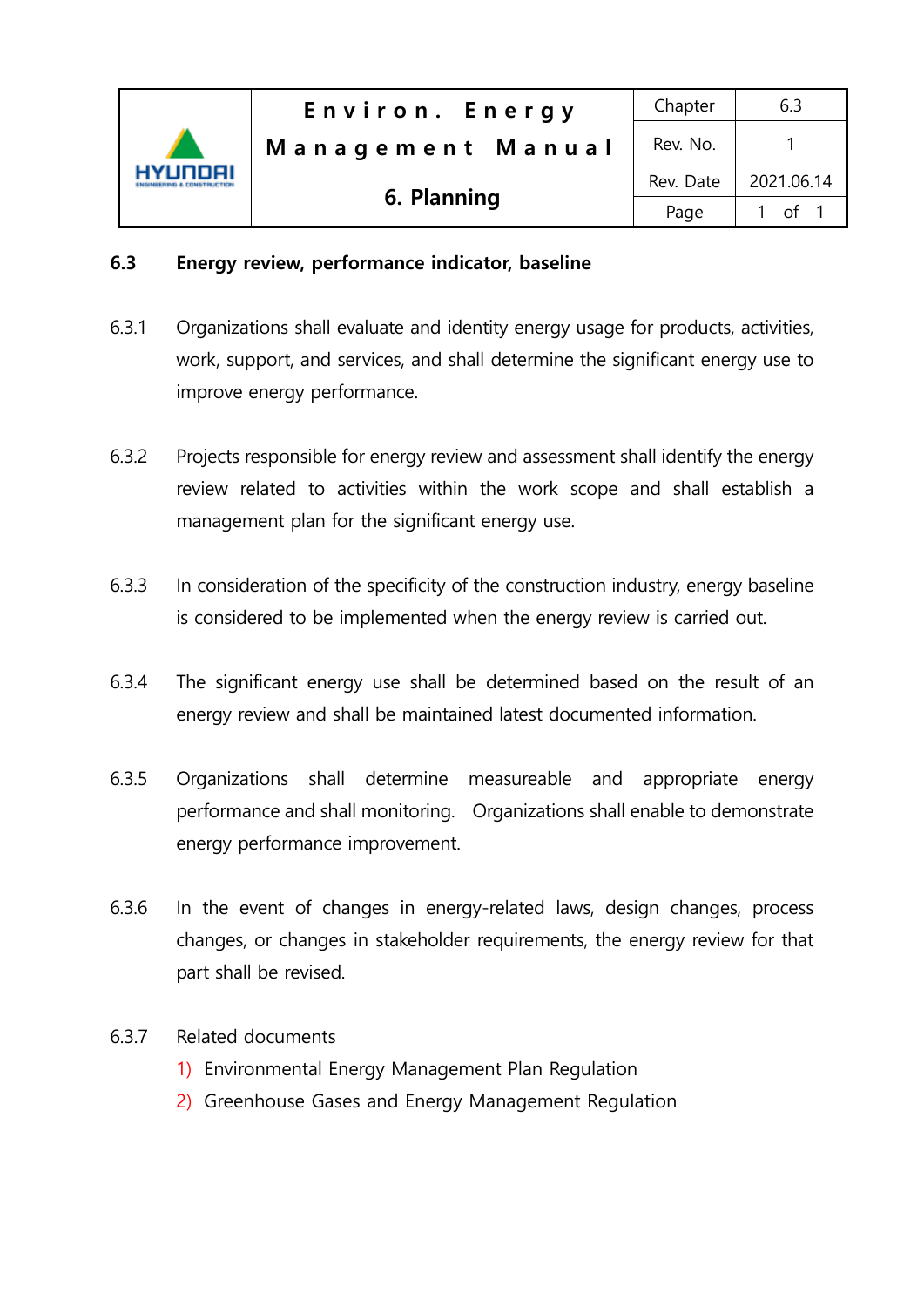### 6.3 Energy review, performance indicator, baseline

6.3.1 Organizations shall evaluate and identity energy usage for products, activities, work, support, and services, and shall determine the significant energy use to improve energy performance.

6.3.2 Projects responsible for energy review and assessment shall identify the energy review related to activities within the work scope and shall establish a management plan for the significant energy use.

6.3.3 In consideration of the specificity of the construction industry, energy baseline is considered to be implemented when the energy review is carried out.

6.3.4 The significant energy use shall be determined based on the result of an energy review and shall be maintained latest documented information.

6.3.5 Organizations shall determine measureable and appropriate energy performance and shall monitoring. Organizations shall enable to demonstrate energy performance improvement.

6.3.6 In the event of changes in energy-related laws, design changes, process changes, or changes in stakeholder requirements, the energy review for that part shall be revised.

6.3.7 Related documents

1) Environmental Energy Management Plan Regulation
2) Greenhouse Gases and Energy Management Regulation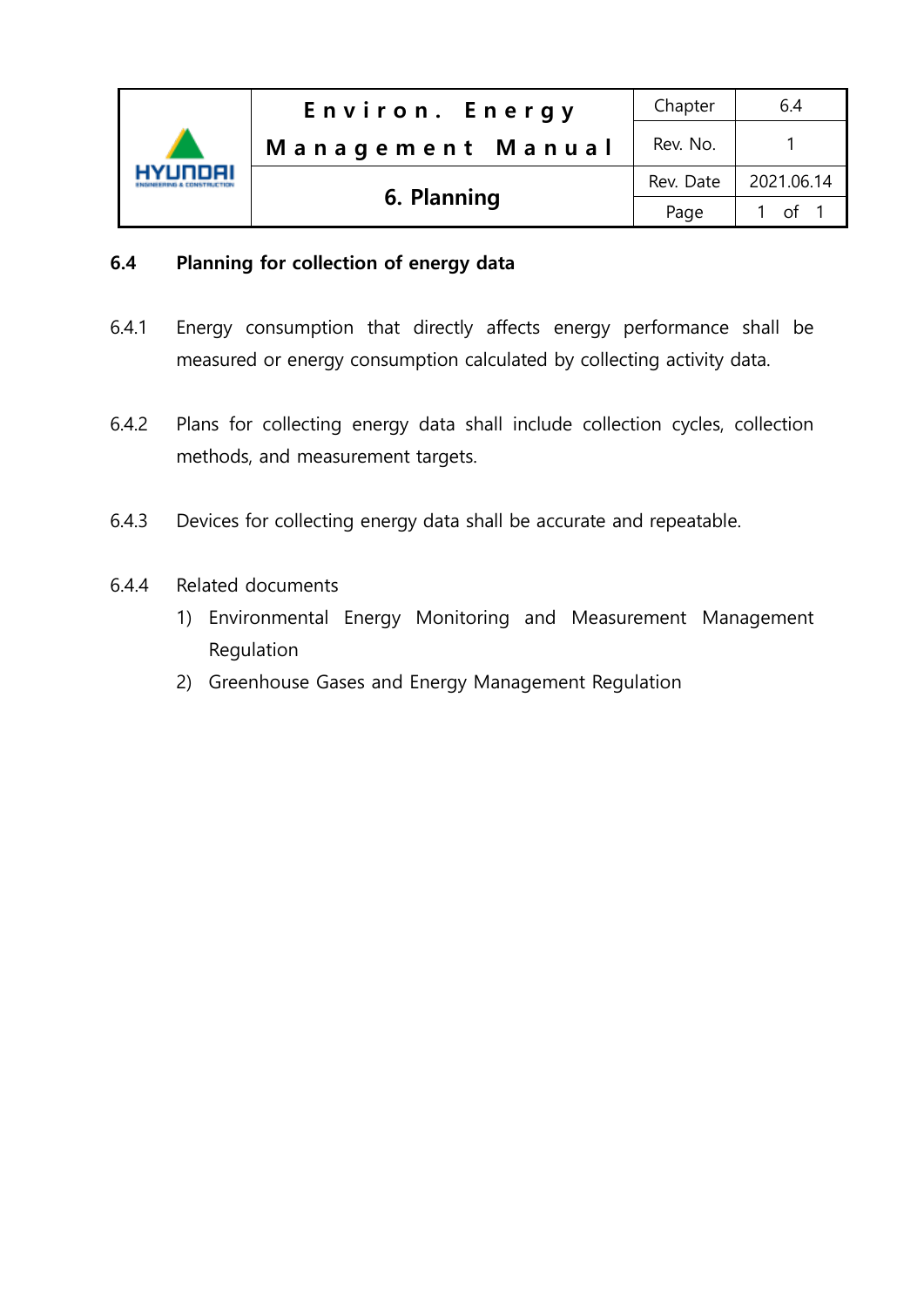## 6.4 Planning for collection of energy data

6.4.1 Energy consumption that directly affects energy performance shall be measured or energy consumption calculated by collecting activity data.

6.4.2 Plans for collecting energy data shall include collection cycles, collection methods, and measurement targets.

6.4.3 Devices for collecting energy data shall be accurate and repeatable.

6.4.4 Related documents

1) Environmental Energy Monitoring and Measurement Management Regulation
2) Greenhouse Gases and Energy Management Regulation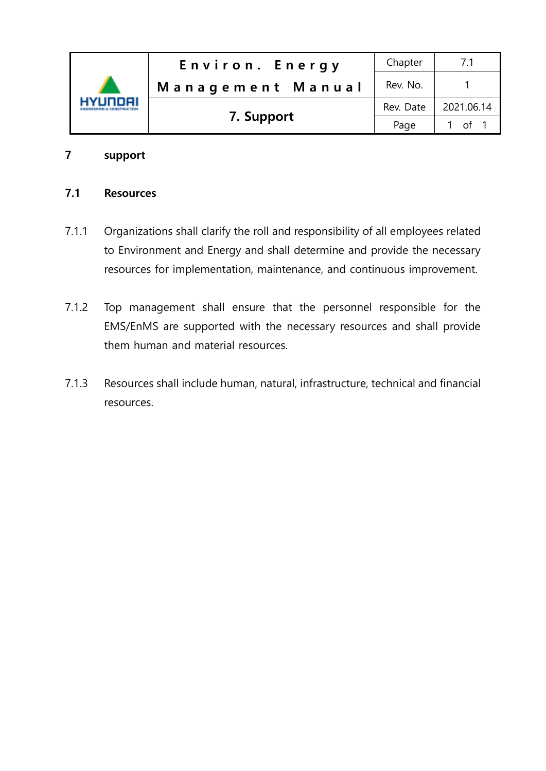# 7 support

## 7.1 Resources

7.1.1 Organizations shall clarify the roll and responsibility of all employees related to Environment and Energy and shall determine and provide the necessary resources for implementation, maintenance, and continuous improvement.

7.1.2 Top management shall ensure that the personnel responsible for the EMS/EnMS are supported with the necessary resources and shall provide them human and material resources.

7.1.3 Resources shall include human, natural, infrastructure, technical and financial resources.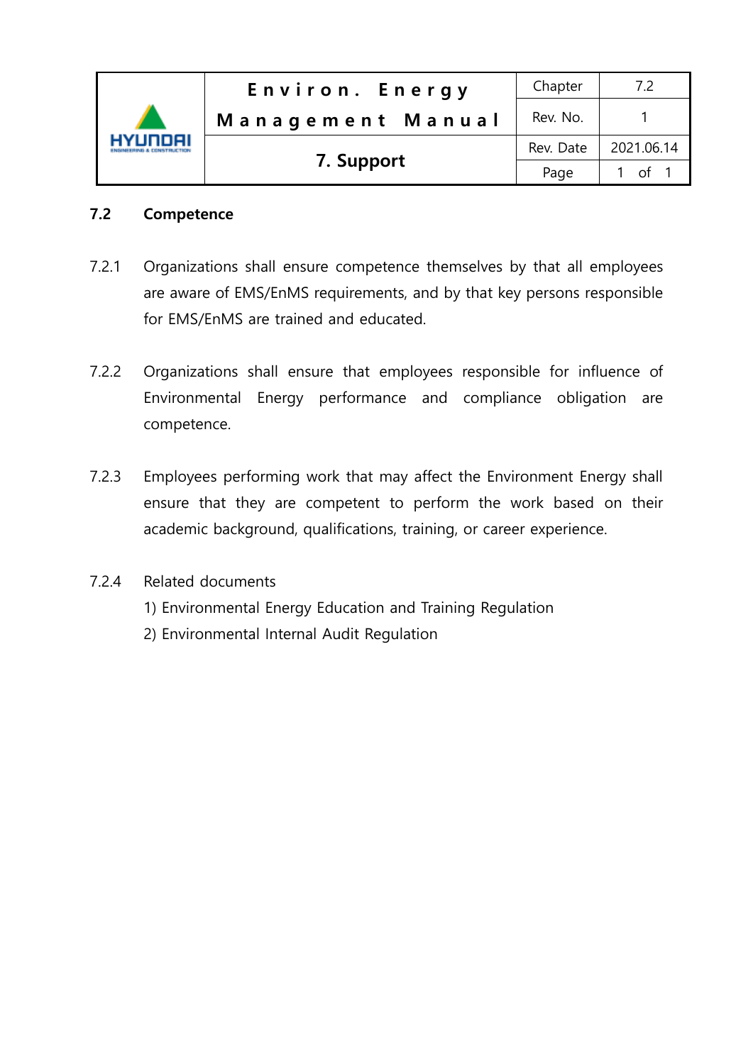## 7.2 Competence

7.2.1 Organizations shall ensure competence themselves by that all employees are aware of EMS/EnMS requirements, and by that key persons responsible for EMS/EnMS are trained and educated.

7.2.2 Organizations shall ensure that employees responsible for influence of Environmental Energy performance and compliance obligation are competence.

7.2.3 Employees performing work that may affect the Environment Energy shall ensure that they are competent to perform the work based on their academic background, qualifications, training, or career experience.

7.2.4 Related documents

1) Environmental Energy Education and Training Regulation
2) Environmental Internal Audit Regulation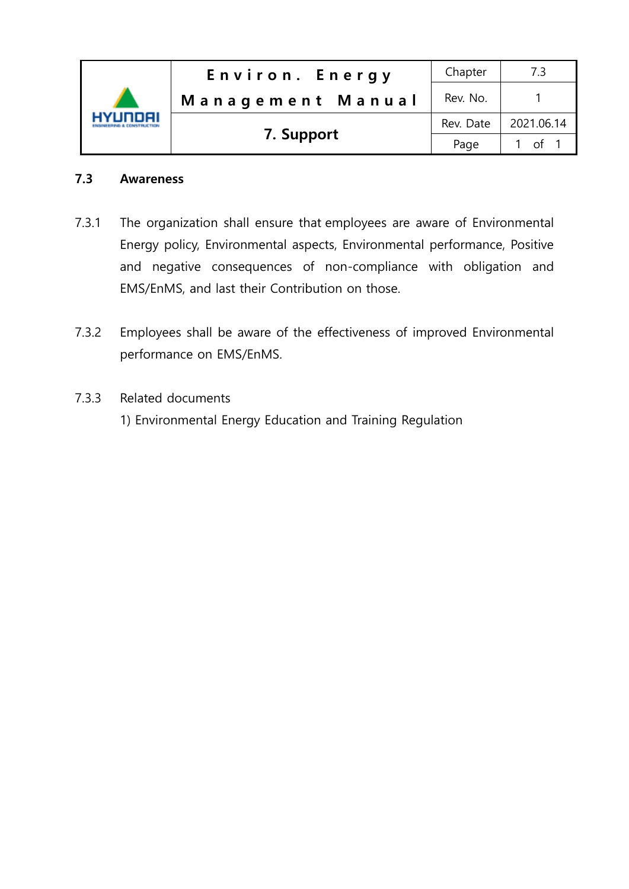## 7.3 Awareness

7.3.1 The organization shall ensure that employees are aware of Environmental Energy policy, Environmental aspects, Environmental performance, Positive and negative consequences of non-compliance with obligation and EMS/EnMS, and last their Contribution on those.

7.3.2 Employees shall be aware of the effectiveness of improved Environmental performance on EMS/EnMS.

7.3.3 Related documents

1) Environmental Energy Education and Training Regulation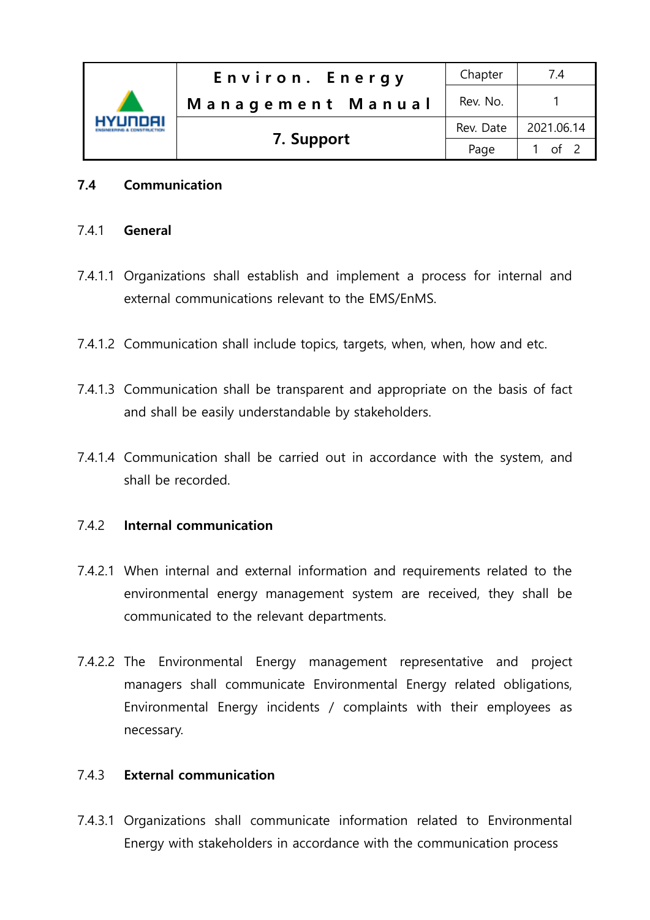## 7.4 Communication

### 7.4.1 General

7.4.1.1 Organizations shall establish and implement a process for internal and external communications relevant to the EMS/EnMS.

7.4.1.2 Communication shall include topics, targets, when, when, how and etc.

7.4.1.3 Communication shall be transparent and appropriate on the basis of fact and shall be easily understandable by stakeholders.

7.4.1.4 Communication shall be carried out in accordance with the system, and shall be recorded.

### 7.4.2 Internal communication

7.4.2.1 When internal and external information and requirements related to the environmental energy management system are received, they shall be communicated to the relevant departments.

7.4.2.2 The Environmental Energy management representative and project managers shall communicate Environmental Energy related obligations, Environmental Energy incidents / complaints with their employees as necessary.

### 7.4.3 External communication

7.4.3.1 Organizations shall communicate information related to Environmental Energy with stakeholders in accordance with the communication process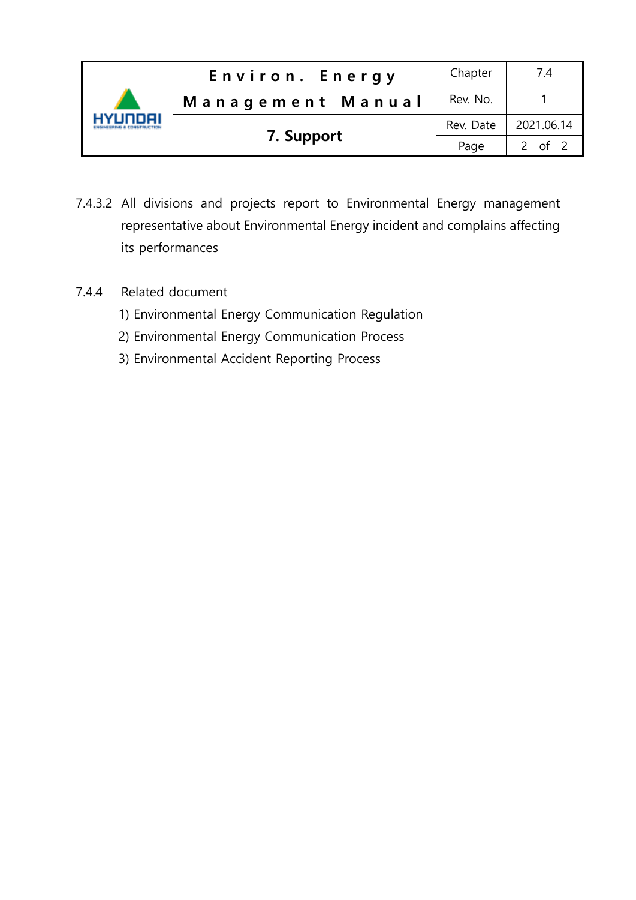7.4.3.2 All divisions and projects report to Environmental Energy management representative about Environmental Energy incident and complains affecting its performances

7.4.4 Related document

1) Environmental Energy Communication Regulation
2) Environmental Energy Communication Process
3) Environmental Accident Reporting Process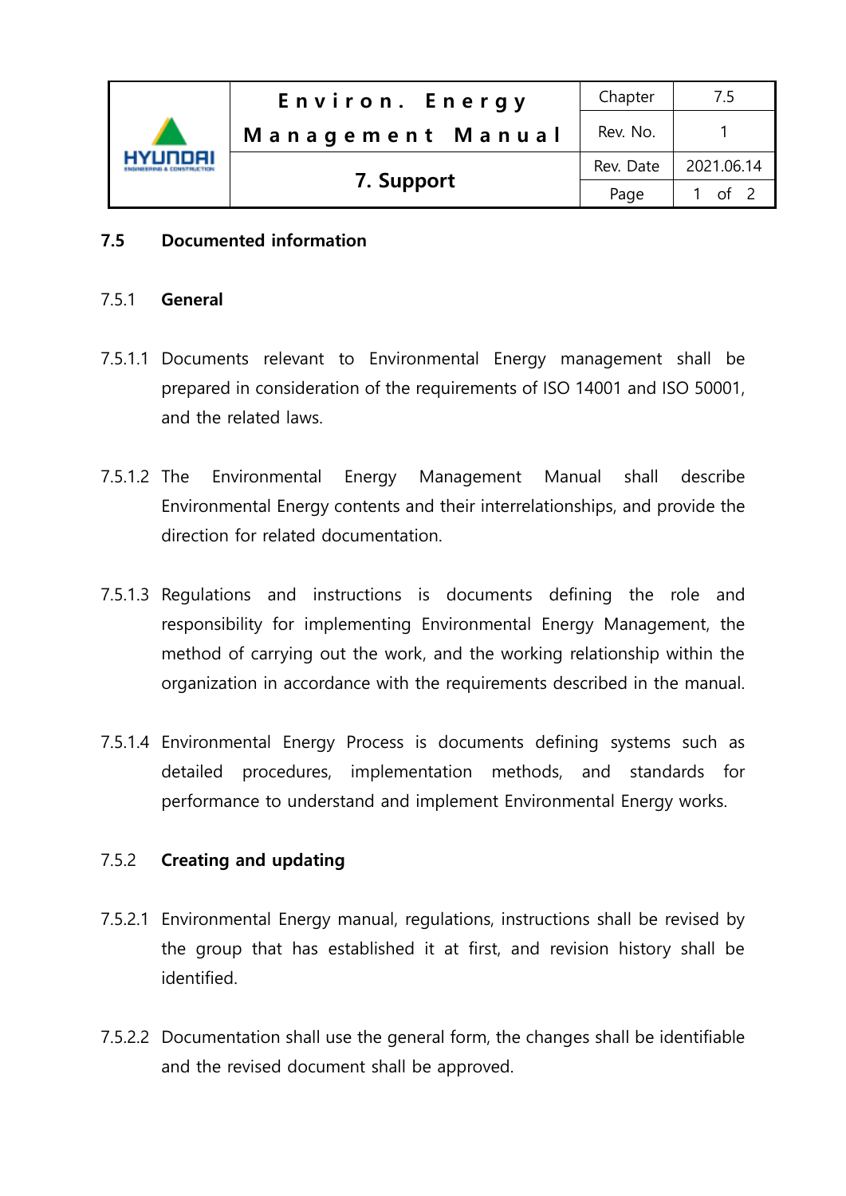## 7.5 Documented information

### 7.5.1 General

7.5.1.1 Documents relevant to Environmental Energy management shall be prepared in consideration of the requirements of ISO 14001 and ISO 50001, and the related laws.

7.5.1.2 The Environmental Energy Management Manual shall describe Environmental Energy contents and their interrelationships, and provide the direction for related documentation.

7.5.1.3 Regulations and instructions is documents defining the role and responsibility for implementing Environmental Energy Management, the method of carrying out the work, and the working relationship within the organization in accordance with the requirements described in the manual.

7.5.1.4 Environmental Energy Process is documents defining systems such as detailed procedures, implementation methods, and standards for performance to understand and implement Environmental Energy works.

### 7.5.2 Creating and updating

7.5.2.1 Environmental Energy manual, regulations, instructions shall be revised by the group that has established it at first, and revision history shall be identified.

7.5.2.2 Documentation shall use the general form, the changes shall be identifiable and the revised document shall be approved.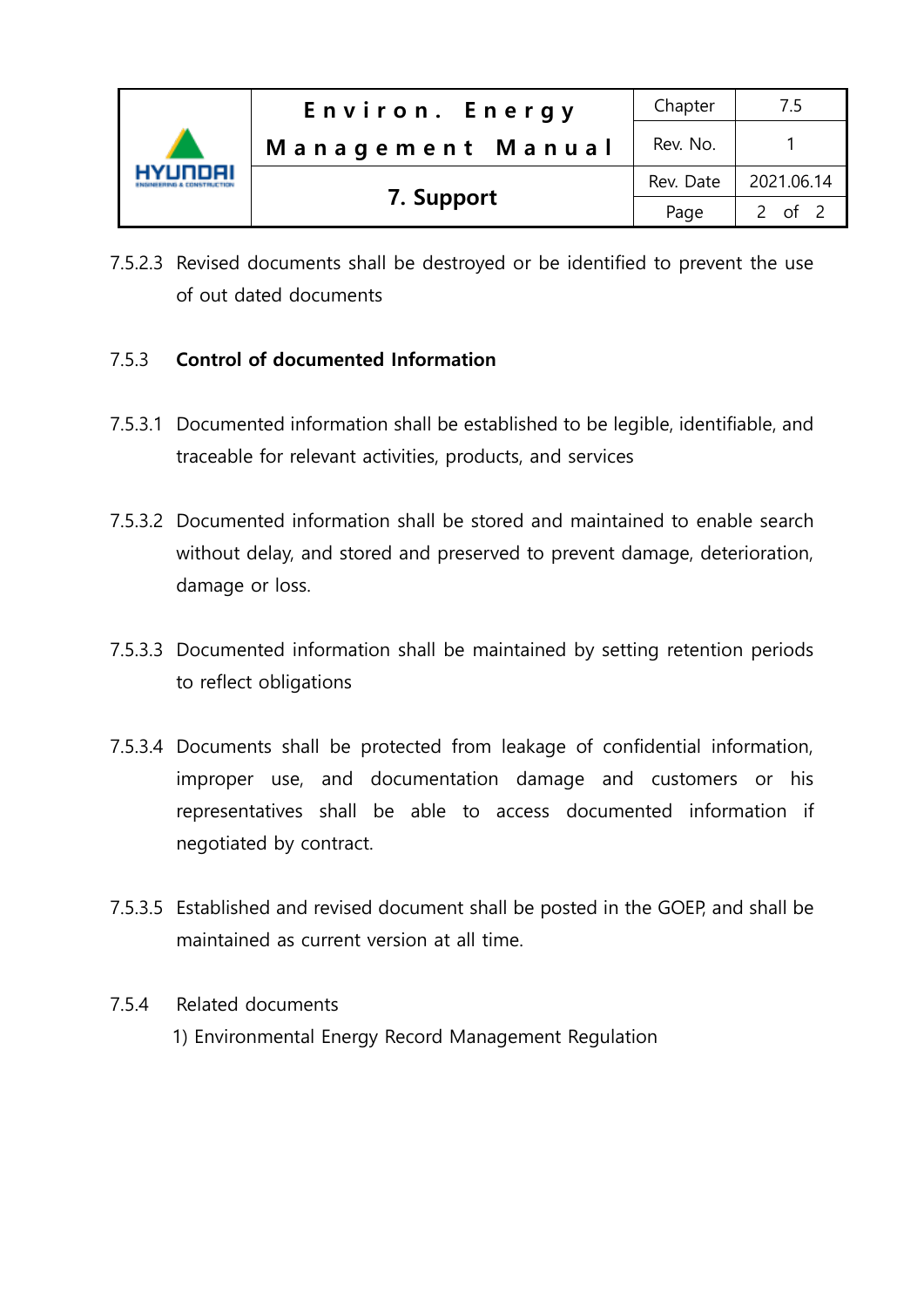7.5.2.3 Revised documents shall be destroyed or be identified to prevent the use of out dated documents

### 7.5.3 **Control of documented Information**

7.5.3.1 Documented information shall be established to be legible, identifiable, and traceable for relevant activities, products, and services

7.5.3.2 Documented information shall be stored and maintained to enable search without delay, and stored and preserved to prevent damage, deterioration, damage or loss.

7.5.3.3 Documented information shall be maintained by setting retention periods to reflect obligations

7.5.3.4 Documents shall be protected from leakage of confidential information, improper use, and documentation damage and customers or his representatives shall be able to access documented information if negotiated by contract.

7.5.3.5 Established and revised document shall be posted in the GOEP, and shall be maintained as current version at all time.

### 7.5.4 Related documents

1) Environmental Energy Record Management Regulation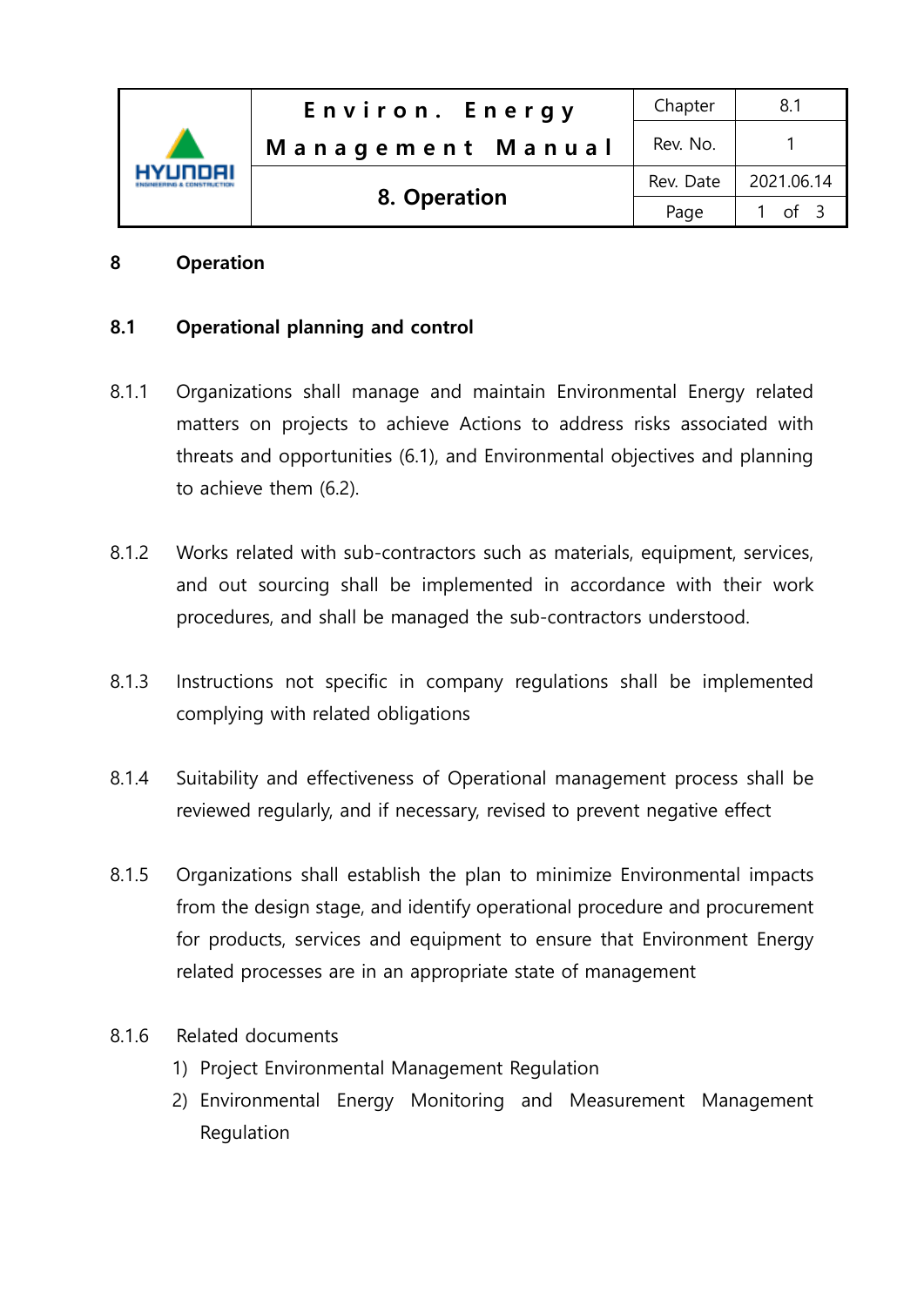# 8 Operation

## 8.1 Operational planning and control

8.1.1 Organizations shall manage and maintain Environmental Energy related matters on projects to achieve Actions to address risks associated with threats and opportunities (6.1), and Environmental objectives and planning to achieve them (6.2).

8.1.2 Works related with sub-contractors such as materials, equipment, services, and out sourcing shall be implemented in accordance with their work procedures, and shall be managed the sub-contractors understood.

8.1.3 Instructions not specific in company regulations shall be implemented complying with related obligations

8.1.4 Suitability and effectiveness of Operational management process shall be reviewed regularly, and if necessary, revised to prevent negative effect

8.1.5 Organizations shall establish the plan to minimize Environmental impacts from the design stage, and identify operational procedure and procurement for products, services and equipment to ensure that Environment Energy related processes are in an appropriate state of management

8.1.6 Related documents

1) Project Environmental Management Regulation
2) Environmental Energy Monitoring and Measurement Management Regulation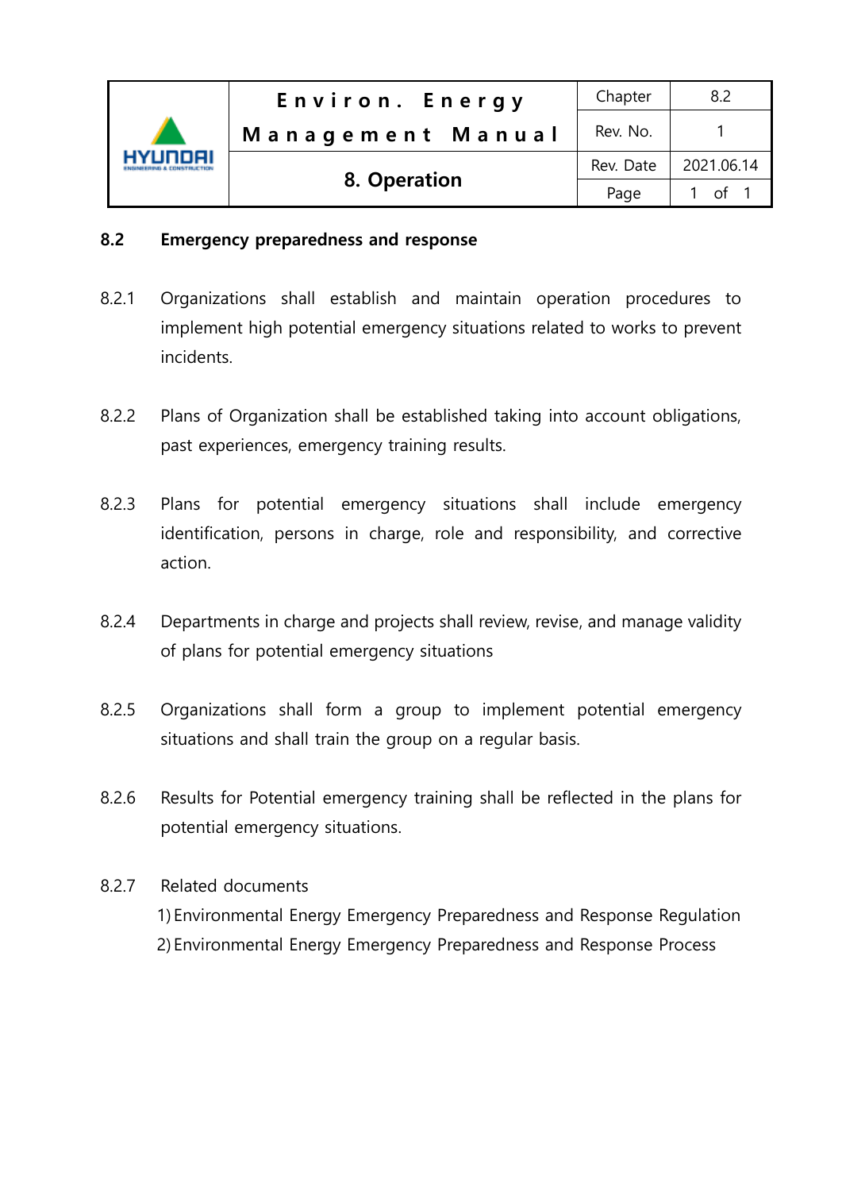## 8.2 Emergency preparedness and response

8.2.1 Organizations shall establish and maintain operation procedures to implement high potential emergency situations related to works to prevent incidents.

8.2.2 Plans of Organization shall be established taking into account obligations, past experiences, emergency training results.

8.2.3 Plans for potential emergency situations shall include emergency identification, persons in charge, role and responsibility, and corrective action.

8.2.4 Departments in charge and projects shall review, revise, and manage validity of plans for potential emergency situations

8.2.5 Organizations shall form a group to implement potential emergency situations and shall train the group on a regular basis.

8.2.6 Results for Potential emergency training shall be reflected in the plans for potential emergency situations.

8.2.7 Related documents

1) Environmental Energy Emergency Preparedness and Response Regulation
2) Environmental Energy Emergency Preparedness and Response Process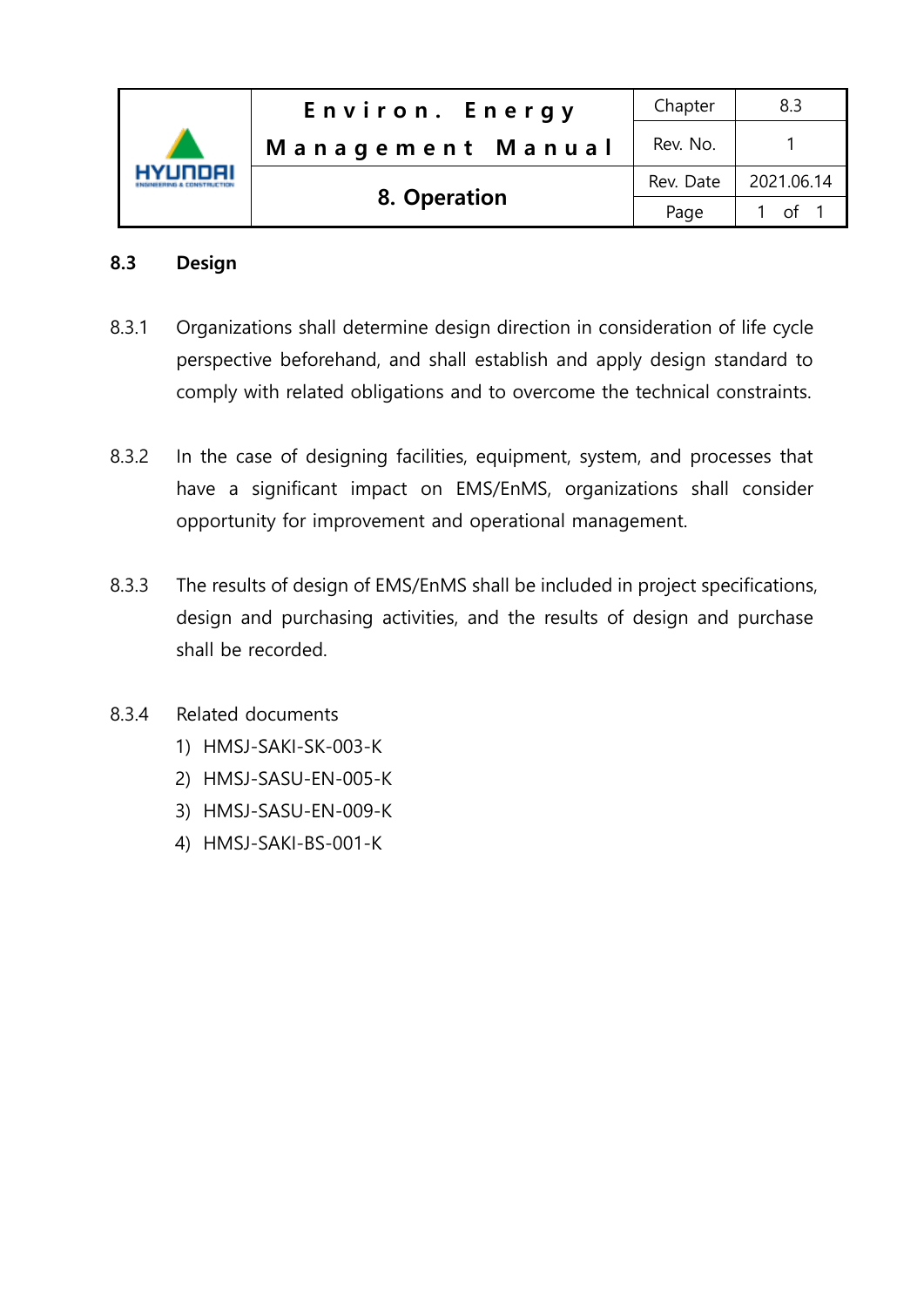## 8.3 Design

8.3.1 Organizations shall determine design direction in consideration of life cycle perspective beforehand, and shall establish and apply design standard to comply with related obligations and to overcome the technical constraints.

8.3.2 In the case of designing facilities, equipment, system, and processes that have a significant impact on EMS/EnMS, organizations shall consider opportunity for improvement and operational management.

8.3.3 The results of design of EMS/EnMS shall be included in project specifications, design and purchasing activities, and the results of design and purchase shall be recorded.

8.3.4 Related documents

1) HMSJ-SAKI-SK-003-K
2) HMSJ-SASU-EN-005-K
3) HMSJ-SASU-EN-009-K
4) HMSJ-SAKI-BS-001-K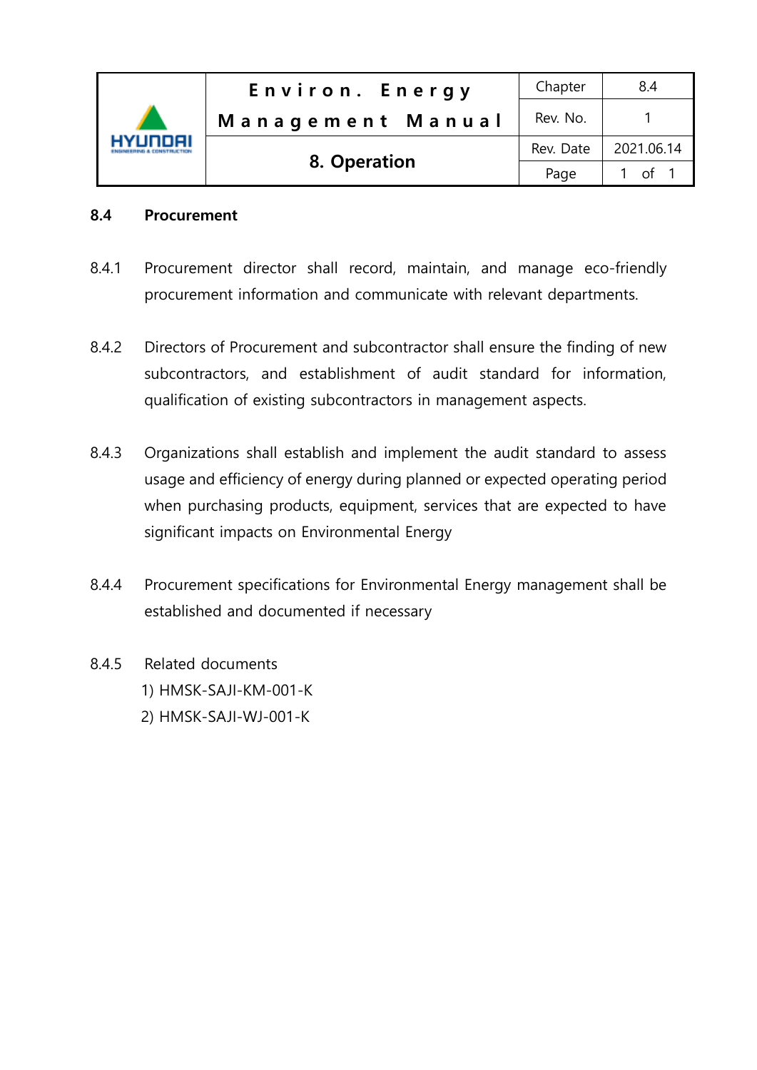## 8.4 Procurement

8.4.1 Procurement director shall record, maintain, and manage eco-friendly procurement information and communicate with relevant departments.

8.4.2 Directors of Procurement and subcontractor shall ensure the finding of new subcontractors, and establishment of audit standard for information, qualification of existing subcontractors in management aspects.

8.4.3 Organizations shall establish and implement the audit standard to assess usage and efficiency of energy during planned or expected operating period when purchasing products, equipment, services that are expected to have significant impacts on Environmental Energy

8.4.4 Procurement specifications for Environmental Energy management shall be established and documented if necessary

8.4.5 Related documents

1) HMSK-SAJI-KM-001-K
2) HMSK-SAJI-WJ-001-K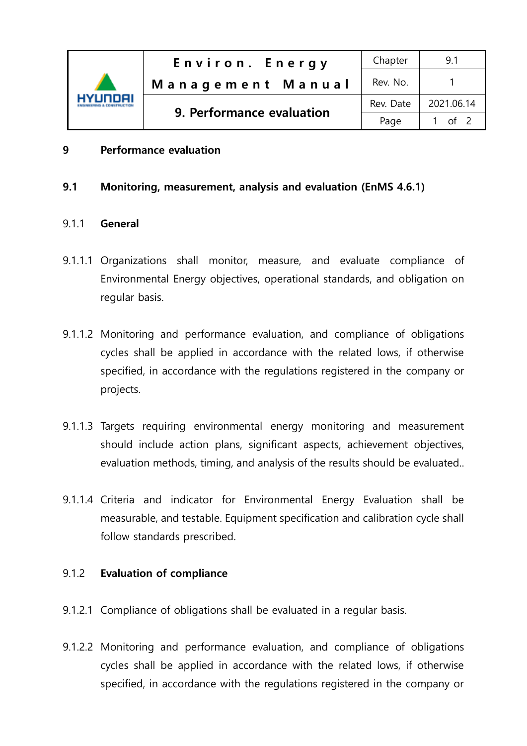# 9 Performance evaluation

## 9.1 Monitoring, measurement, analysis and evaluation (EnMS 4.6.1)

### 9.1.1 General

9.1.1.1 Organizations shall monitor, measure, and evaluate compliance of Environmental Energy objectives, operational standards, and obligation on regular basis.

9.1.1.2 Monitoring and performance evaluation, and compliance of obligations cycles shall be applied in accordance with the related lows, if otherwise specified, in accordance with the regulations registered in the company or projects.

9.1.1.3 Targets requiring environmental energy monitoring and measurement should include action plans, significant aspects, achievement objectives, evaluation methods, timing, and analysis of the results should be evaluated..

9.1.1.4 Criteria and indicator for Environmental Energy Evaluation shall be measurable, and testable. Equipment specification and calibration cycle shall follow standards prescribed.

### 9.1.2 Evaluation of compliance

9.1.2.1 Compliance of obligations shall be evaluated in a regular basis.

9.1.2.2 Monitoring and performance evaluation, and compliance of obligations cycles shall be applied in accordance with the related lows, if otherwise specified, in accordance with the regulations registered in the company or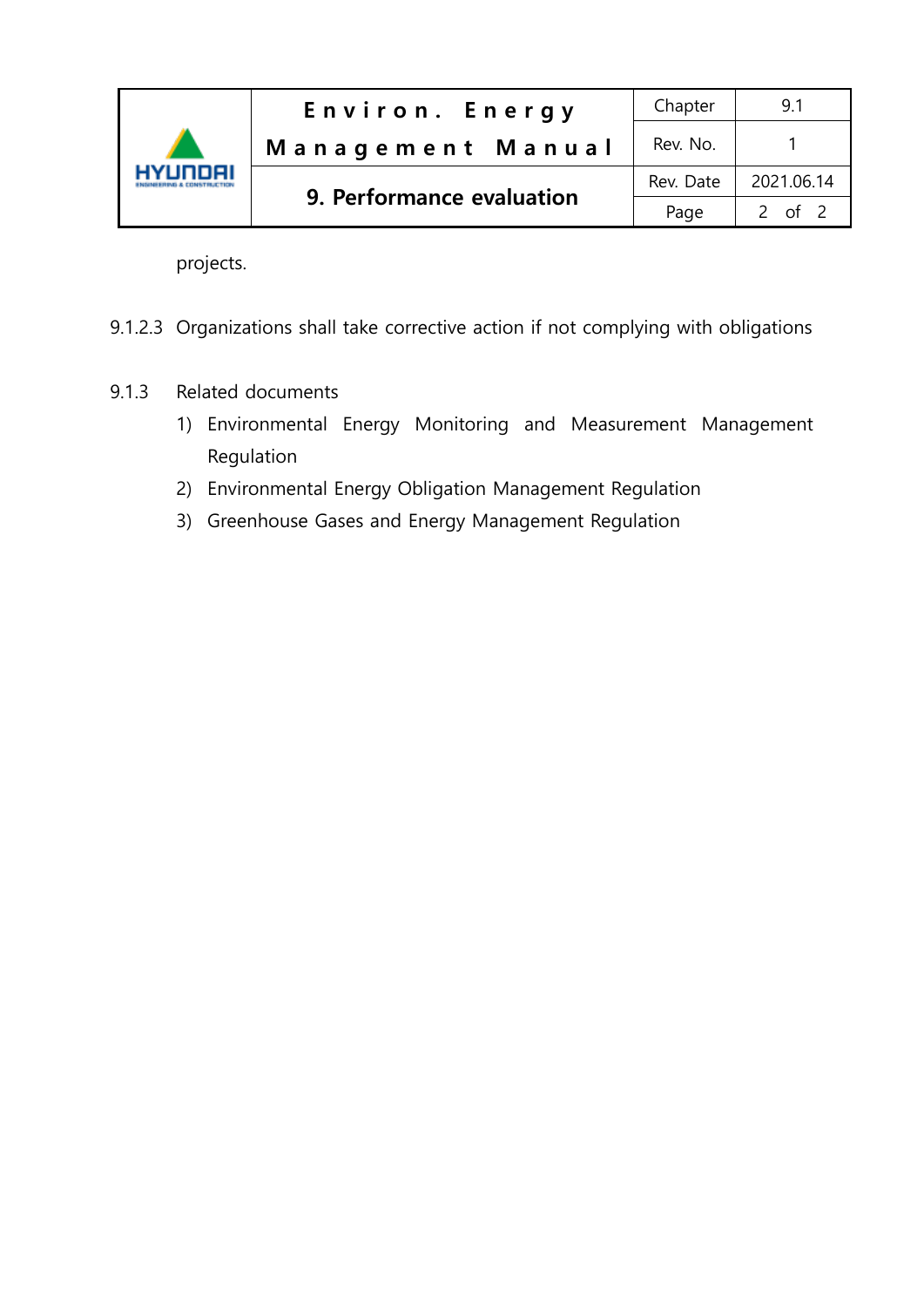projects.

9.1.2.3 Organizations shall take corrective action if not complying with obligations

9.1.3 Related documents

1) Environmental Energy Monitoring and Measurement Management Regulation
2) Environmental Energy Obligation Management Regulation
3) Greenhouse Gases and Energy Management Regulation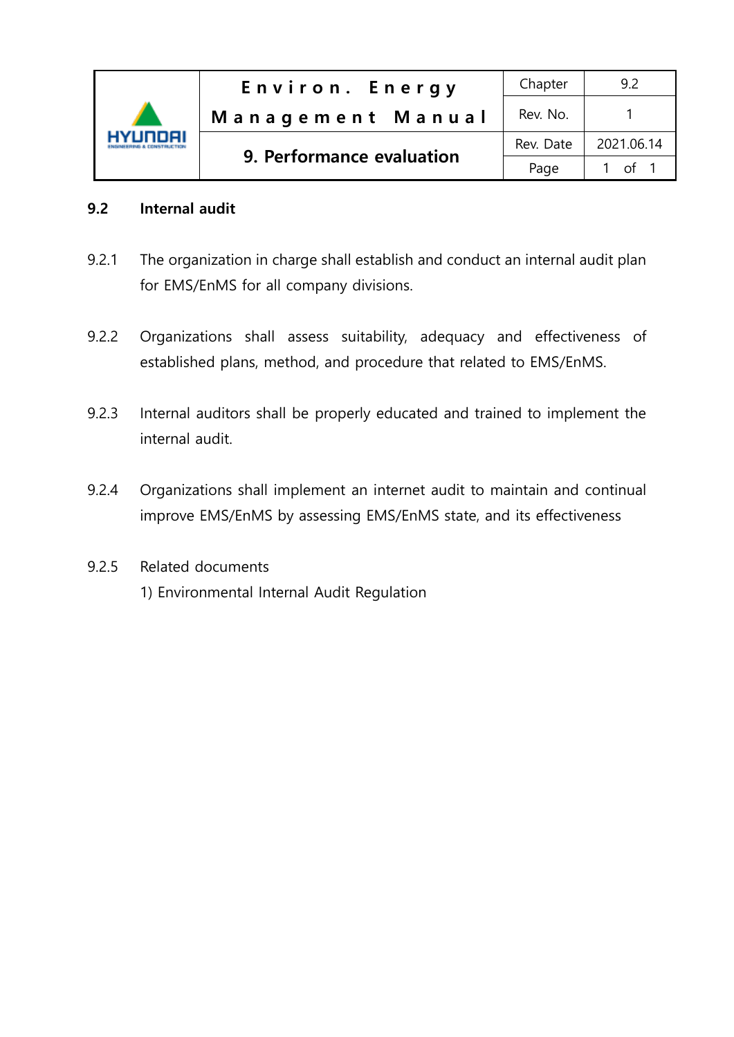## 9.2 Internal audit

9.2.1 The organization in charge shall establish and conduct an internal audit plan for EMS/EnMS for all company divisions.

9.2.2 Organizations shall assess suitability, adequacy and effectiveness of established plans, method, and procedure that related to EMS/EnMS.

9.2.3 Internal auditors shall be properly educated and trained to implement the internal audit.

9.2.4 Organizations shall implement an internet audit to maintain and continual improve EMS/EnMS by assessing EMS/EnMS state, and its effectiveness

9.2.5 Related documents

1) Environmental Internal Audit Regulation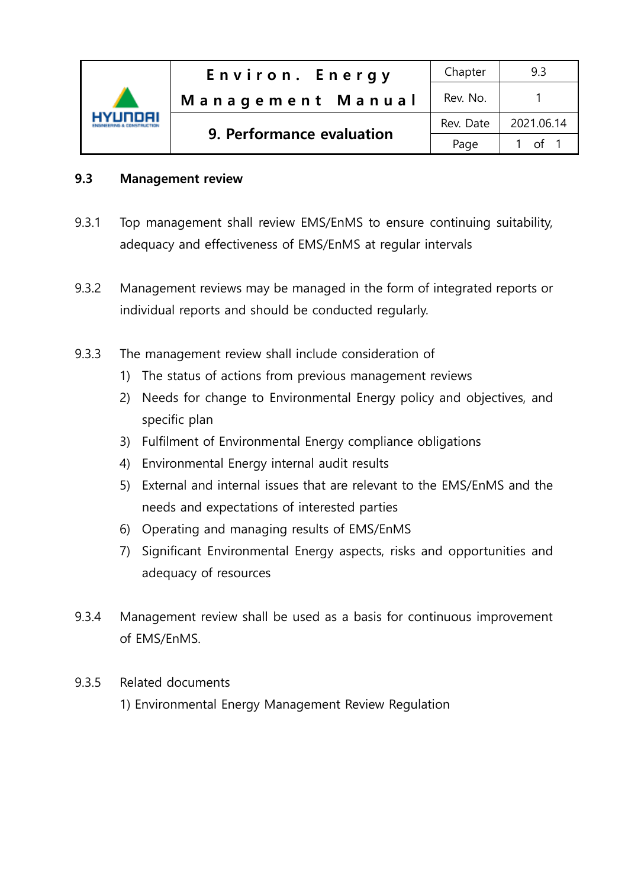## 9.3 Management review

9.3.1 Top management shall review EMS/EnMS to ensure continuing suitability, adequacy and effectiveness of EMS/EnMS at regular intervals

9.3.2 Management reviews may be managed in the form of integrated reports or individual reports and should be conducted regularly.

9.3.3 The management review shall include consideration of

1) The status of actions from previous management reviews
2) Needs for change to Environmental Energy policy and objectives, and specific plan
3) Fulfilment of Environmental Energy compliance obligations
4) Environmental Energy internal audit results
5) External and internal issues that are relevant to the EMS/EnMS and the needs and expectations of interested parties
6) Operating and managing results of EMS/EnMS
7) Significant Environmental Energy aspects, risks and opportunities and adequacy of resources

9.3.4 Management review shall be used as a basis for continuous improvement of EMS/EnMS.

9.3.5 Related documents

1) Environmental Energy Management Review Regulation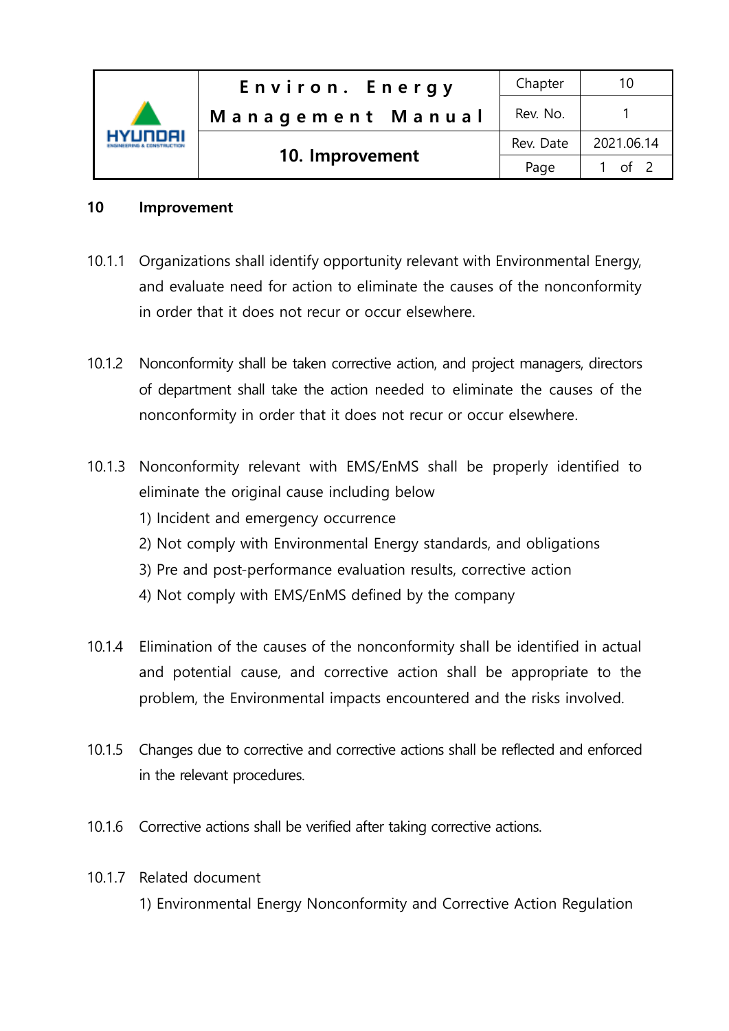## 10 Improvement

10.1.1 Organizations shall identify opportunity relevant with Environmental Energy, and evaluate need for action to eliminate the causes of the nonconformity in order that it does not recur or occur elsewhere.

10.1.2 Nonconformity shall be taken corrective action, and project managers, directors of department shall take the action needed to eliminate the causes of the nonconformity in order that it does not recur or occur elsewhere.

10.1.3 Nonconformity relevant with EMS/EnMS shall be properly identified to eliminate the original cause including below

1) Incident and emergency occurrence
2) Not comply with Environmental Energy standards, and obligations
3) Pre and post-performance evaluation results, corrective action
4) Not comply with EMS/EnMS defined by the company

10.1.4 Elimination of the causes of the nonconformity shall be identified in actual and potential cause, and corrective action shall be appropriate to the problem, the Environmental impacts encountered and the risks involved.

10.1.5 Changes due to corrective and corrective actions shall be reflected and enforced in the relevant procedures.

10.1.6 Corrective actions shall be verified after taking corrective actions.

10.1.7 Related document

1) Environmental Energy Nonconformity and Corrective Action Regulation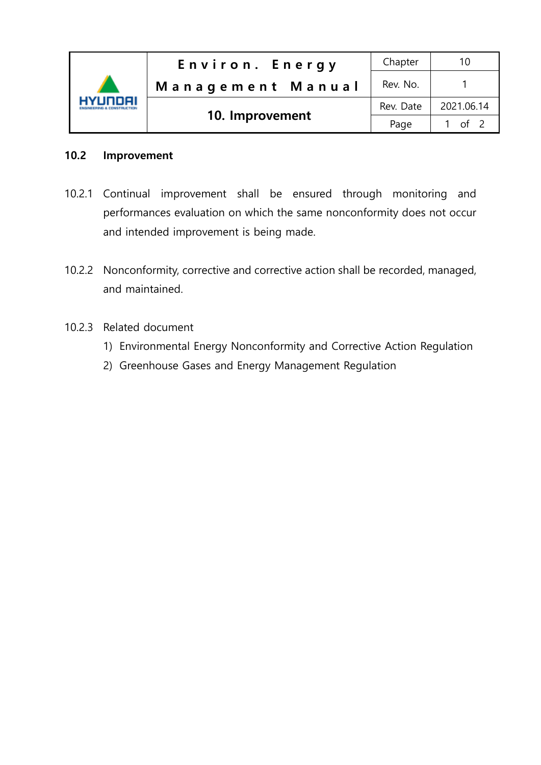## 10.2 Improvement

10.2.1 Continual improvement shall be ensured through monitoring and performances evaluation on which the same nonconformity does not occur and intended improvement is being made.

10.2.2 Nonconformity, corrective and corrective action shall be recorded, managed, and maintained.

10.2.3 Related document

1) Environmental Energy Nonconformity and Corrective Action Regulation
2) Greenhouse Gases and Energy Management Regulation